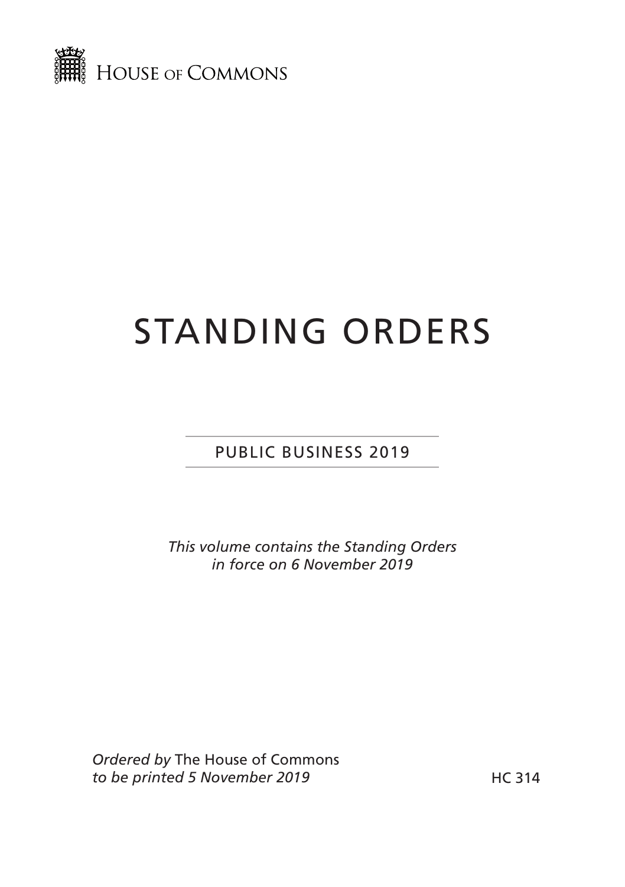HOUSE OF COMMONS

# STANDING ORDERS

PUBLIC BUSINESS 2019

*This volume contains the Standing Orders in force on 6 November 2019*

*Ordered by* The House of Commons *to be printed 5 November 2019*

HC 314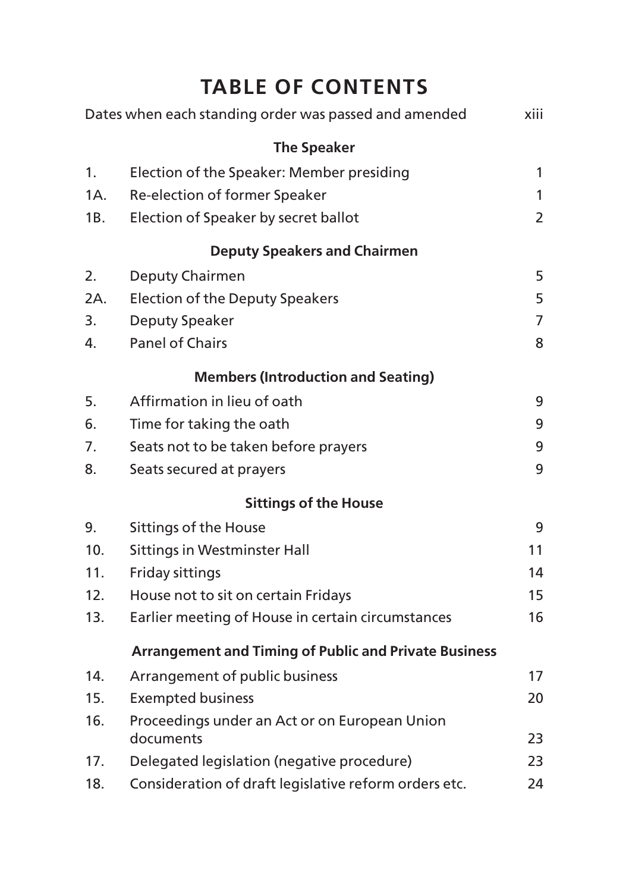# TABLE OF CONTENTS

| | | |
|---|---|---|
| Dates when each standing order was passed and amended | | xiii |

### The Speaker

| | | |
|---|---|---|
| 1. | Election of the Speaker: Member presiding | 1 |
| 1A. | Re-election of former Speaker | 1 |
| 1B. | Election of Speaker by secret ballot | 2 |

### Deputy Speakers and Chairmen

| | | |
|---|---|---|
| 2. | Deputy Chairmen | 5 |
| 2A. | Election of the Deputy Speakers | 5 |
| 3. | Deputy Speaker | 7 |
| 4. | Panel of Chairs | 8 |

### Members (Introduction and Seating)

| | | |
|---|---|---|
| 5. | Affirmation in lieu of oath | 9 |
| 6. | Time for taking the oath | 9 |
| 7. | Seats not to be taken before prayers | 9 |
| 8. | Seats secured at prayers | 9 |

### Sittings of the House

| | | |
|---|---|---|
| 9. | Sittings of the House | 9 |
| 10. | Sittings in Westminster Hall | 11 |
| 11. | Friday sittings | 14 |
| 12. | House not to sit on certain Fridays | 15 |
| 13. | Earlier meeting of House in certain circumstances | 16 |

### Arrangement and Timing of Public and Private Business

| | | |
|---|---|---|
| 14. | Arrangement of public business | 17 |
| 15. | Exempted business | 20 |
| 16. | Proceedings under an Act or on European Union documents | 23 |
| 17. | Delegated legislation (negative procedure) | 23 |
| 18. | Consideration of draft legislative reform orders etc. | 24 |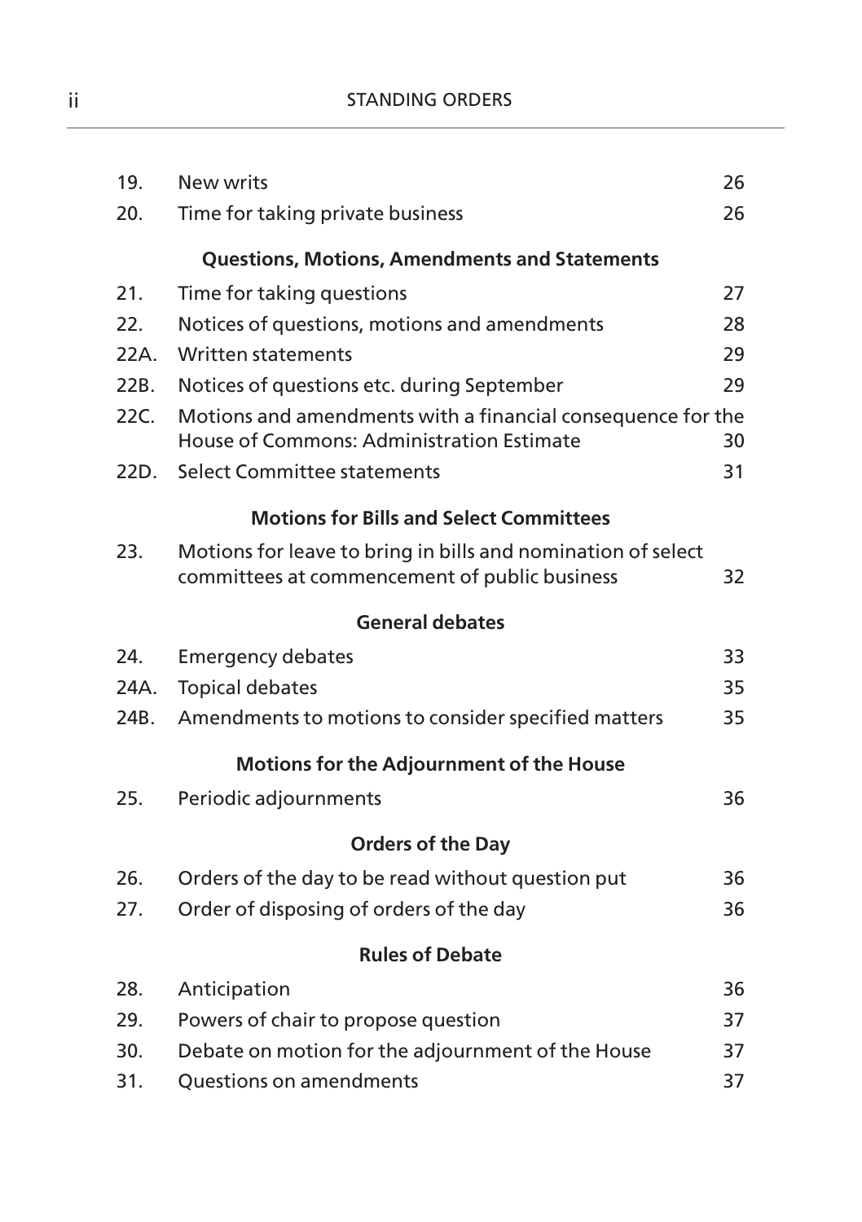| | | |
|---|---|---|
| 19. | New writs | 26 |
| 20. | Time for taking private business | 26 |

**Questions, Motions, Amendments and Statements**

| | | |
|---|---|---|
| 21. | Time for taking questions | 27 |
| 22. | Notices of questions, motions and amendments | 28 |
| 22A. | Written statements | 29 |
| 22B. | Notices of questions etc. during September | 29 |
| 22C. | Motions and amendments with a financial consequence for the House of Commons: Administration Estimate | 30 |
| 22D. | Select Committee statements | 31 |

**Motions for Bills and Select Committees**

| | | |
|---|---|---|
| 23. | Motions for leave to bring in bills and nomination of select committees at commencement of public business | 32 |

**General debates**

| | | |
|---|---|---|
| 24. | Emergency debates | 33 |
| 24A. | Topical debates | 35 |
| 24B. | Amendments to motions to consider specified matters | 35 |

**Motions for the Adjournment of the House**

| | | |
|---|---|---|
| 25. | Periodic adjournments | 36 |

**Orders of the Day**

| | | |
|---|---|---|
| 26. | Orders of the day to be read without question put | 36 |
| 27. | Order of disposing of orders of the day | 36 |

**Rules of Debate**

| | | |
|---|---|---|
| 28. | Anticipation | 36 |
| 29. | Powers of chair to propose question | 37 |
| 30. | Debate on motion for the adjournment of the House | 37 |
| 31. | Questions on amendments | 37 |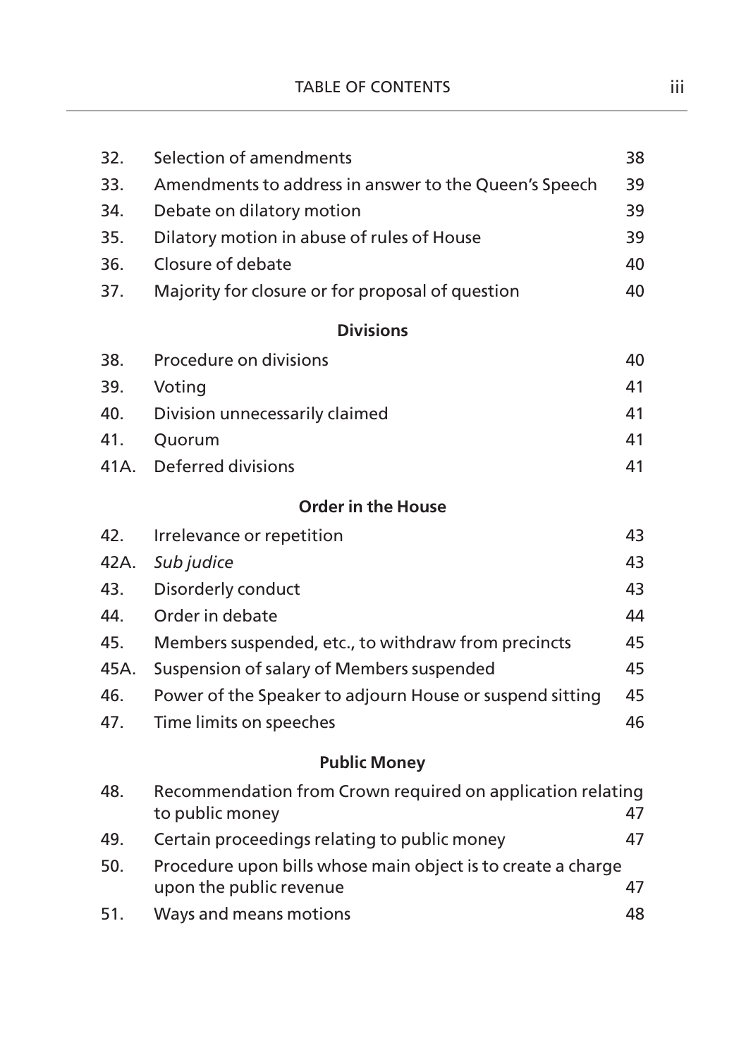| | | |
|---|---|---|
| 32. | Selection of amendments | 38 |
| 33. | Amendments to address in answer to the Queen's Speech | 39 |
| 34. | Debate on dilatory motion | 39 |
| 35. | Dilatory motion in abuse of rules of House | 39 |
| 36. | Closure of debate | 40 |
| 37. | Majority for closure or for proposal of question | 40 |

**Divisions**

| | | |
|---|---|---|
| 38. | Procedure on divisions | 40 |
| 39. | Voting | 41 |
| 40. | Division unnecessarily claimed | 41 |
| 41. | Quorum | 41 |
| 41A. | Deferred divisions | 41 |

**Order in the House**

| | | |
|---|---|---|
| 42. | Irrelevance or repetition | 43 |
| 42A. | *Sub judice* | 43 |
| 43. | Disorderly conduct | 43 |
| 44. | Order in debate | 44 |
| 45. | Members suspended, etc., to withdraw from precincts | 45 |
| 45A. | Suspension of salary of Members suspended | 45 |
| 46. | Power of the Speaker to adjourn House or suspend sitting | 45 |
| 47. | Time limits on speeches | 46 |

**Public Money**

| | | |
|---|---|---|
| 48. | Recommendation from Crown required on application relating to public money | 47 |
| 49. | Certain proceedings relating to public money | 47 |
| 50. | Procedure upon bills whose main object is to create a charge upon the public revenue | 47 |
| 51. | Ways and means motions | 48 |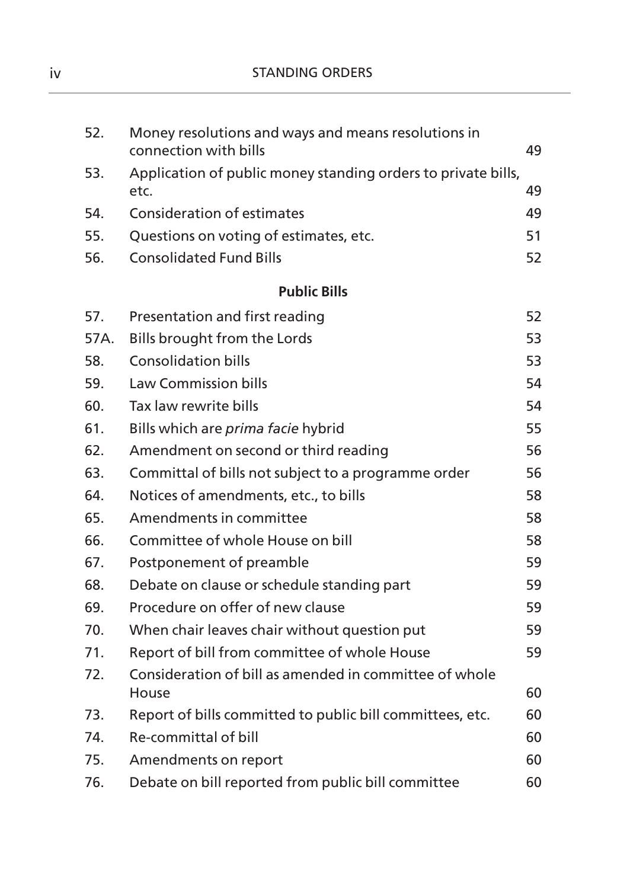| | | |
|---|---|---|
| 52. | Money resolutions and ways and means resolutions in connection with bills | 49 |
| 53. | Application of public money standing orders to private bills, etc. | 49 |
| 54. | Consideration of estimates | 49 |
| 55. | Questions on voting of estimates, etc. | 51 |
| 56. | Consolidated Fund Bills | 52 |

**Public Bills**

| | | |
|---|---|---|
| 57. | Presentation and first reading | 52 |
| 57A. | Bills brought from the Lords | 53 |
| 58. | Consolidation bills | 53 |
| 59. | Law Commission bills | 54 |
| 60. | Tax law rewrite bills | 54 |
| 61. | Bills which are *prima facie* hybrid | 55 |
| 62. | Amendment on second or third reading | 56 |
| 63. | Committal of bills not subject to a programme order | 56 |
| 64. | Notices of amendments, etc., to bills | 58 |
| 65. | Amendments in committee | 58 |
| 66. | Committee of whole House on bill | 58 |
| 67. | Postponement of preamble | 59 |
| 68. | Debate on clause or schedule standing part | 59 |
| 69. | Procedure on offer of new clause | 59 |
| 70. | When chair leaves chair without question put | 59 |
| 71. | Report of bill from committee of whole House | 59 |
| 72. | Consideration of bill as amended in committee of whole House | 60 |
| 73. | Report of bills committed to public bill committees, etc. | 60 |
| 74. | Re-committal of bill | 60 |
| 75. | Amendments on report | 60 |
| 76. | Debate on bill reported from public bill committee | 60 |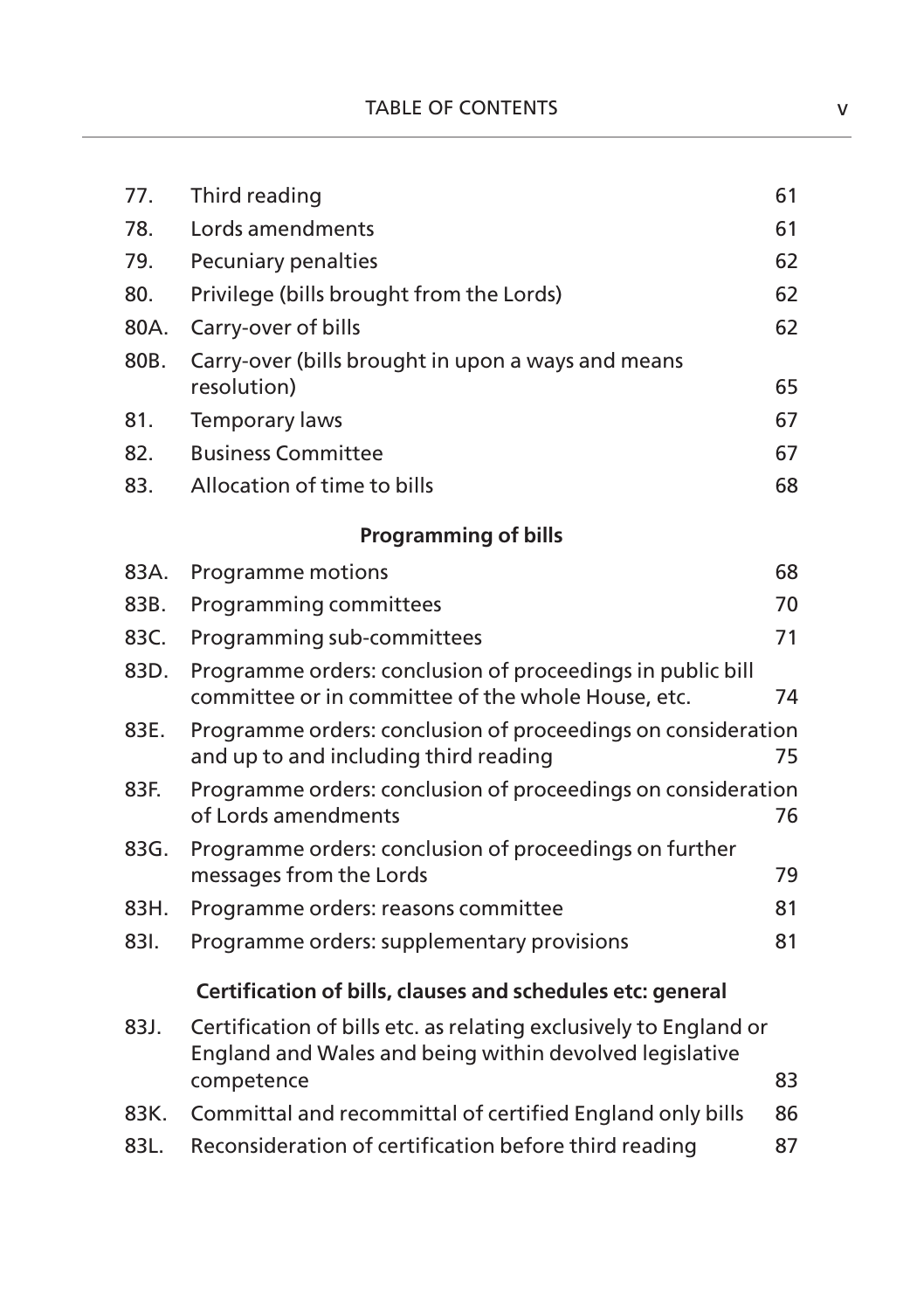| | | |
|---|---|---|
| 77. | Third reading | 61 |
| 78. | Lords amendments | 61 |
| 79. | Pecuniary penalties | 62 |
| 80. | Privilege (bills brought from the Lords) | 62 |
| 80A. | Carry-over of bills | 62 |
| 80B. | Carry-over (bills brought in upon a ways and means resolution) | 65 |
| 81. | Temporary laws | 67 |
| 82. | Business Committee | 67 |
| 83. | Allocation of time to bills | 68 |

**Programming of bills**

| | | |
|---|---|---|
| 83A. | Programme motions | 68 |
| 83B. | Programming committees | 70 |
| 83C. | Programming sub-committees | 71 |
| 83D. | Programme orders: conclusion of proceedings in public bill committee or in committee of the whole House, etc. | 74 |
| 83E. | Programme orders: conclusion of proceedings on consideration and up to and including third reading | 75 |
| 83F. | Programme orders: conclusion of proceedings on consideration of Lords amendments | 76 |
| 83G. | Programme orders: conclusion of proceedings on further messages from the Lords | 79 |
| 83H. | Programme orders: reasons committee | 81 |
| 83I. | Programme orders: supplementary provisions | 81 |

**Certification of bills, clauses and schedules etc: general**

| | | |
|---|---|---|
| 83J. | Certification of bills etc. as relating exclusively to England or England and Wales and being within devolved legislative competence | 83 |
| 83K. | Committal and recommittal of certified England only bills | 86 |
| 83L. | Reconsideration of certification before third reading | 87 |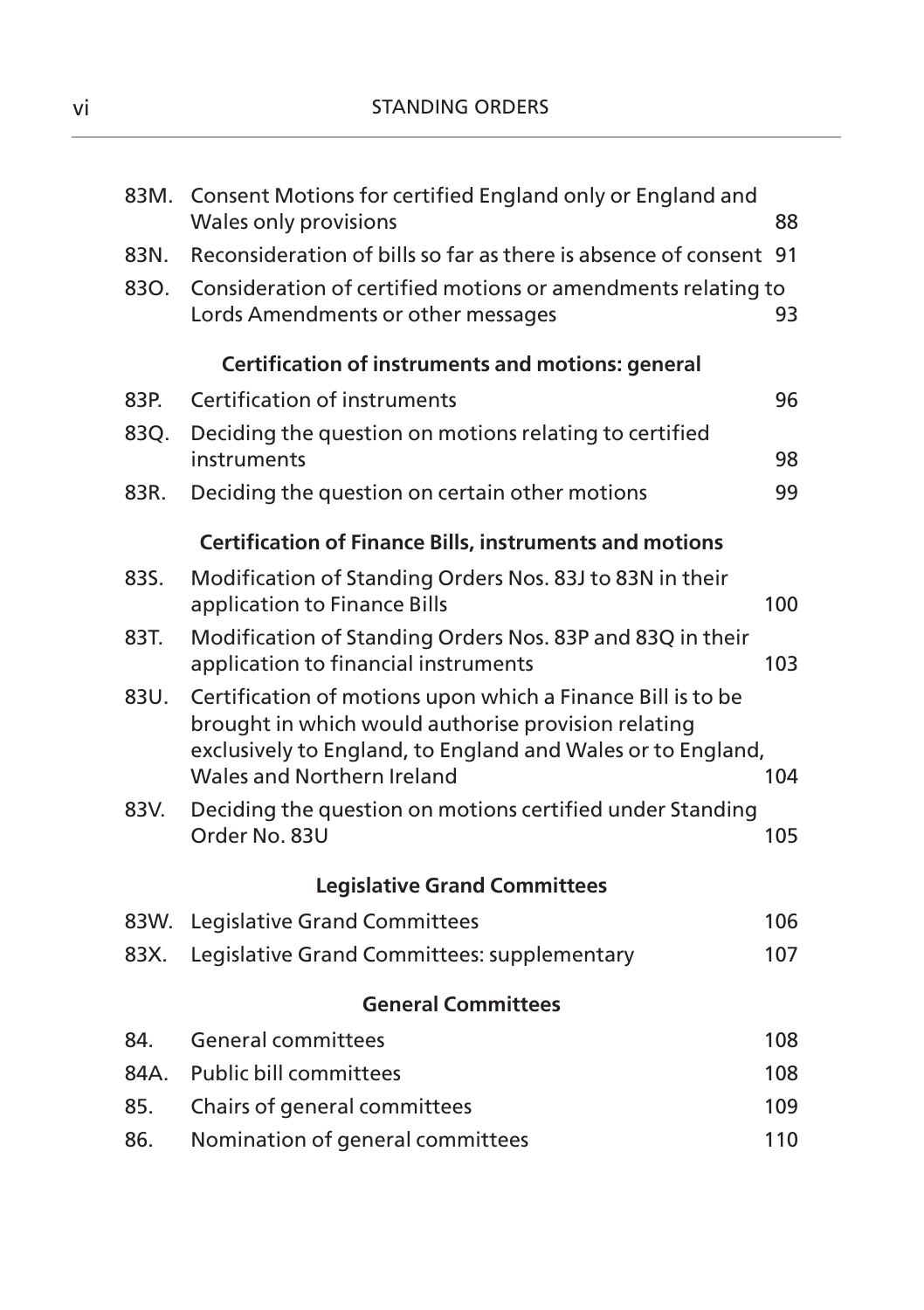| | | |
|---|---|---|
| 83M. | Consent Motions for certified England only or England and Wales only provisions | 88 |
| 83N. | Reconsideration of bills so far as there is absence of consent | 91 |
| 83O. | Consideration of certified motions or amendments relating to Lords Amendments or other messages | 93 |

**Certification of instruments and motions: general**

| | | |
|---|---|---|
| 83P. | Certification of instruments | 96 |
| 83Q. | Deciding the question on motions relating to certified instruments | 98 |
| 83R. | Deciding the question on certain other motions | 99 |

**Certification of Finance Bills, instruments and motions**

| | | |
|---|---|---|
| 83S. | Modification of Standing Orders Nos. 83J to 83N in their application to Finance Bills | 100 |
| 83T. | Modification of Standing Orders Nos. 83P and 83Q in their application to financial instruments | 103 |
| 83U. | Certification of motions upon which a Finance Bill is to be brought in which would authorise provision relating exclusively to England, to England and Wales or to England, Wales and Northern Ireland | 104 |
| 83V. | Deciding the question on motions certified under Standing Order No. 83U | 105 |

**Legislative Grand Committees**

| | | |
|---|---|---|
| 83W. | Legislative Grand Committees | 106 |
| 83X. | Legislative Grand Committees: supplementary | 107 |

**General Committees**

| | | |
|---|---|---|
| 84. | General committees | 108 |
| 84A. | Public bill committees | 108 |
| 85. | Chairs of general committees | 109 |
| 86. | Nomination of general committees | 110 |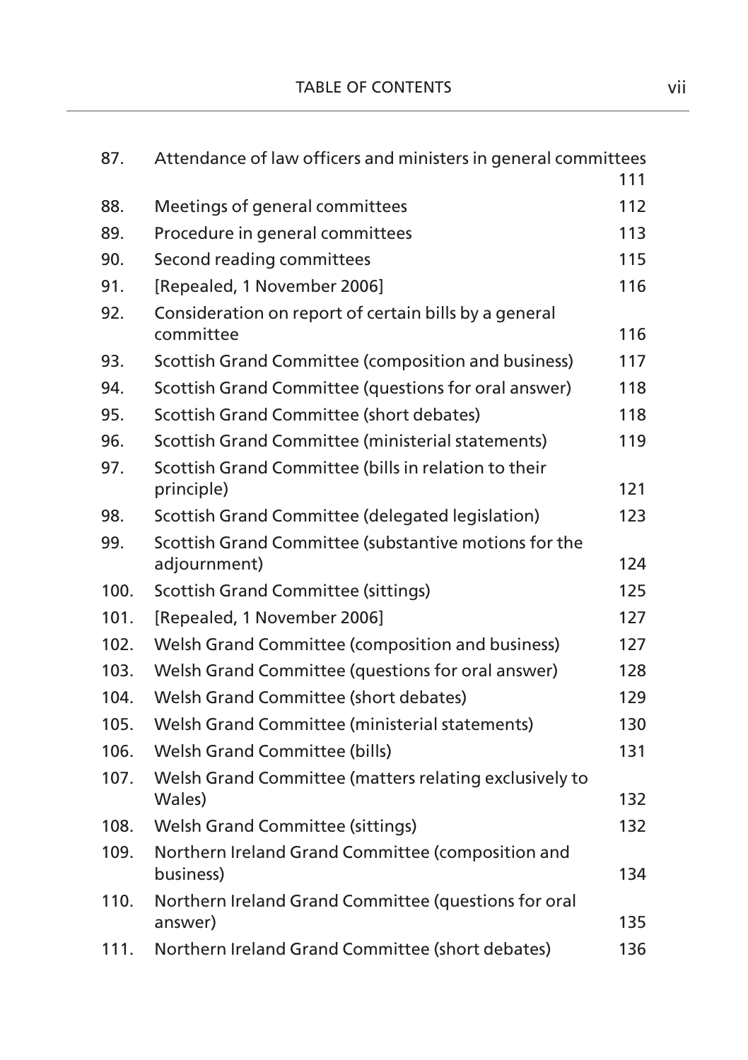| | | |
|---|---|---|
| 87. | Attendance of law officers and ministers in general committees | 111 |
| 88. | Meetings of general committees | 112 |
| 89. | Procedure in general committees | 113 |
| 90. | Second reading committees | 115 |
| 91. | [Repealed, 1 November 2006] | 116 |
| 92. | Consideration on report of certain bills by a general committee | 116 |
| 93. | Scottish Grand Committee (composition and business) | 117 |
| 94. | Scottish Grand Committee (questions for oral answer) | 118 |
| 95. | Scottish Grand Committee (short debates) | 118 |
| 96. | Scottish Grand Committee (ministerial statements) | 119 |
| 97. | Scottish Grand Committee (bills in relation to their principle) | 121 |
| 98. | Scottish Grand Committee (delegated legislation) | 123 |
| 99. | Scottish Grand Committee (substantive motions for the adjournment) | 124 |
| 100. | Scottish Grand Committee (sittings) | 125 |
| 101. | [Repealed, 1 November 2006] | 127 |
| 102. | Welsh Grand Committee (composition and business) | 127 |
| 103. | Welsh Grand Committee (questions for oral answer) | 128 |
| 104. | Welsh Grand Committee (short debates) | 129 |
| 105. | Welsh Grand Committee (ministerial statements) | 130 |
| 106. | Welsh Grand Committee (bills) | 131 |
| 107. | Welsh Grand Committee (matters relating exclusively to Wales) | 132 |
| 108. | Welsh Grand Committee (sittings) | 132 |
| 109. | Northern Ireland Grand Committee (composition and business) | 134 |
| 110. | Northern Ireland Grand Committee (questions for oral answer) | 135 |
| 111. | Northern Ireland Grand Committee (short debates) | 136 |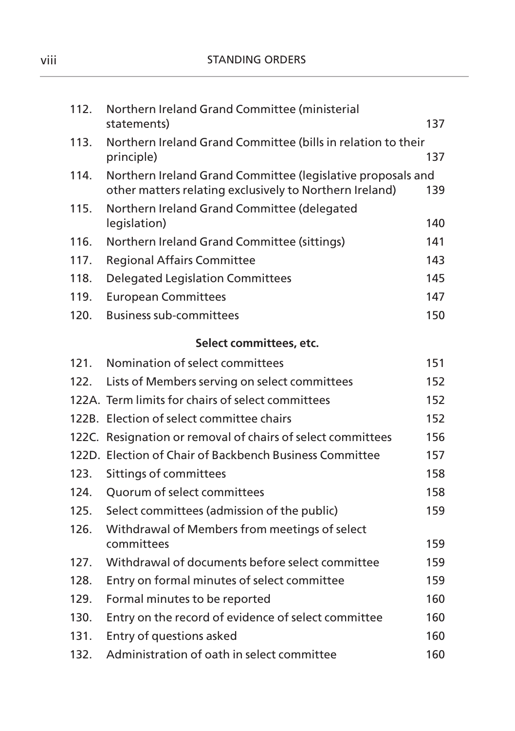| | | |
|---|---|---|
| 112. | Northern Ireland Grand Committee (ministerial statements) | 137 |
| 113. | Northern Ireland Grand Committee (bills in relation to their principle) | 137 |
| 114. | Northern Ireland Grand Committee (legislative proposals and other matters relating exclusively to Northern Ireland) | 139 |
| 115. | Northern Ireland Grand Committee (delegated legislation) | 140 |
| 116. | Northern Ireland Grand Committee (sittings) | 141 |
| 117. | Regional Affairs Committee | 143 |
| 118. | Delegated Legislation Committees | 145 |
| 119. | European Committees | 147 |
| 120. | Business sub-committees | 150 |

**Select committees, etc.**

| | | |
|---|---|---|
| 121. | Nomination of select committees | 151 |
| 122. | Lists of Members serving on select committees | 152 |
| 122A. | Term limits for chairs of select committees | 152 |
| 122B. | Election of select committee chairs | 152 |
| 122C. | Resignation or removal of chairs of select committees | 156 |
| 122D. | Election of Chair of Backbench Business Committee | 157 |
| 123. | Sittings of committees | 158 |
| 124. | Quorum of select committees | 158 |
| 125. | Select committees (admission of the public) | 159 |
| 126. | Withdrawal of Members from meetings of select committees | 159 |
| 127. | Withdrawal of documents before select committee | 159 |
| 128. | Entry on formal minutes of select committee | 159 |
| 129. | Formal minutes to be reported | 160 |
| 130. | Entry on the record of evidence of select committee | 160 |
| 131. | Entry of questions asked | 160 |
| 132. | Administration of oath in select committee | 160 |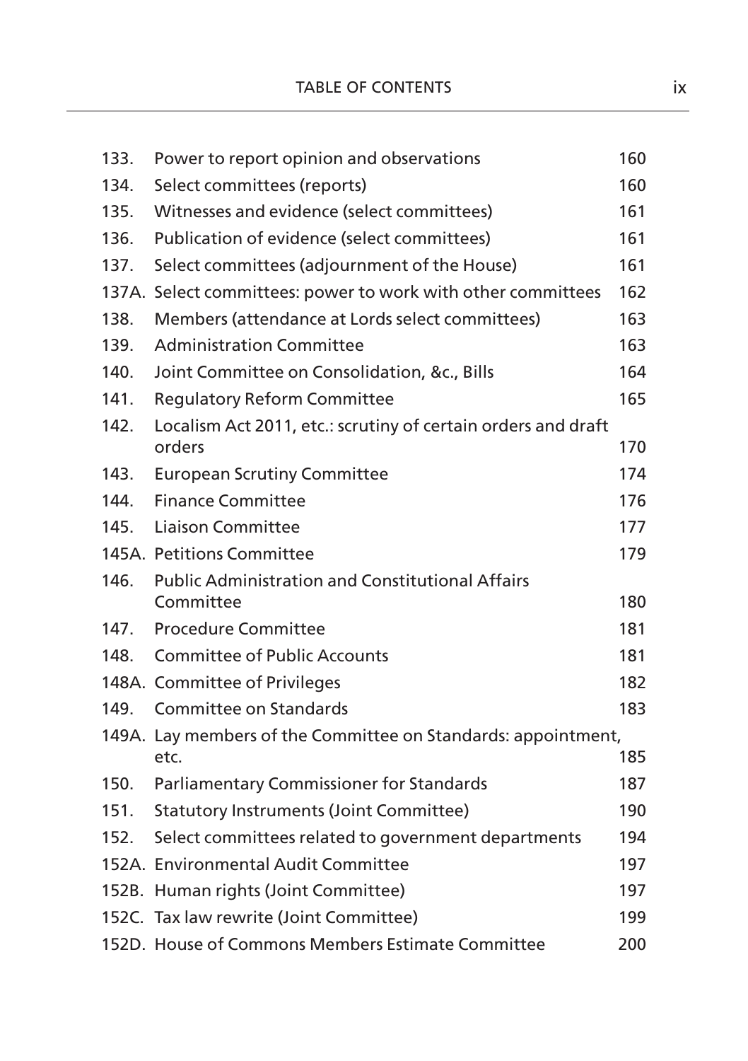| | | |
|---|---|---|
| 133. | Power to report opinion and observations | 160 |
| 134. | Select committees (reports) | 160 |
| 135. | Witnesses and evidence (select committees) | 161 |
| 136. | Publication of evidence (select committees) | 161 |
| 137. | Select committees (adjournment of the House) | 161 |
| 137A. | Select committees: power to work with other committees | 162 |
| 138. | Members (attendance at Lords select committees) | 163 |
| 139. | Administration Committee | 163 |
| 140. | Joint Committee on Consolidation, &c., Bills | 164 |
| 141. | Regulatory Reform Committee | 165 |
| 142. | Localism Act 2011, etc.: scrutiny of certain orders and draft orders | 170 |
| 143. | European Scrutiny Committee | 174 |
| 144. | Finance Committee | 176 |
| 145. | Liaison Committee | 177 |
| 145A. | Petitions Committee | 179 |
| 146. | Public Administration and Constitutional Affairs Committee | 180 |
| 147. | Procedure Committee | 181 |
| 148. | Committee of Public Accounts | 181 |
| 148A. | Committee of Privileges | 182 |
| 149. | Committee on Standards | 183 |
| 149A. | Lay members of the Committee on Standards: appointment, etc. | 185 |
| 150. | Parliamentary Commissioner for Standards | 187 |
| 151. | Statutory Instruments (Joint Committee) | 190 |
| 152. | Select committees related to government departments | 194 |
| 152A. | Environmental Audit Committee | 197 |
| 152B. | Human rights (Joint Committee) | 197 |
| 152C. | Tax law rewrite (Joint Committee) | 199 |
| 152D. | House of Commons Members Estimate Committee | 200 |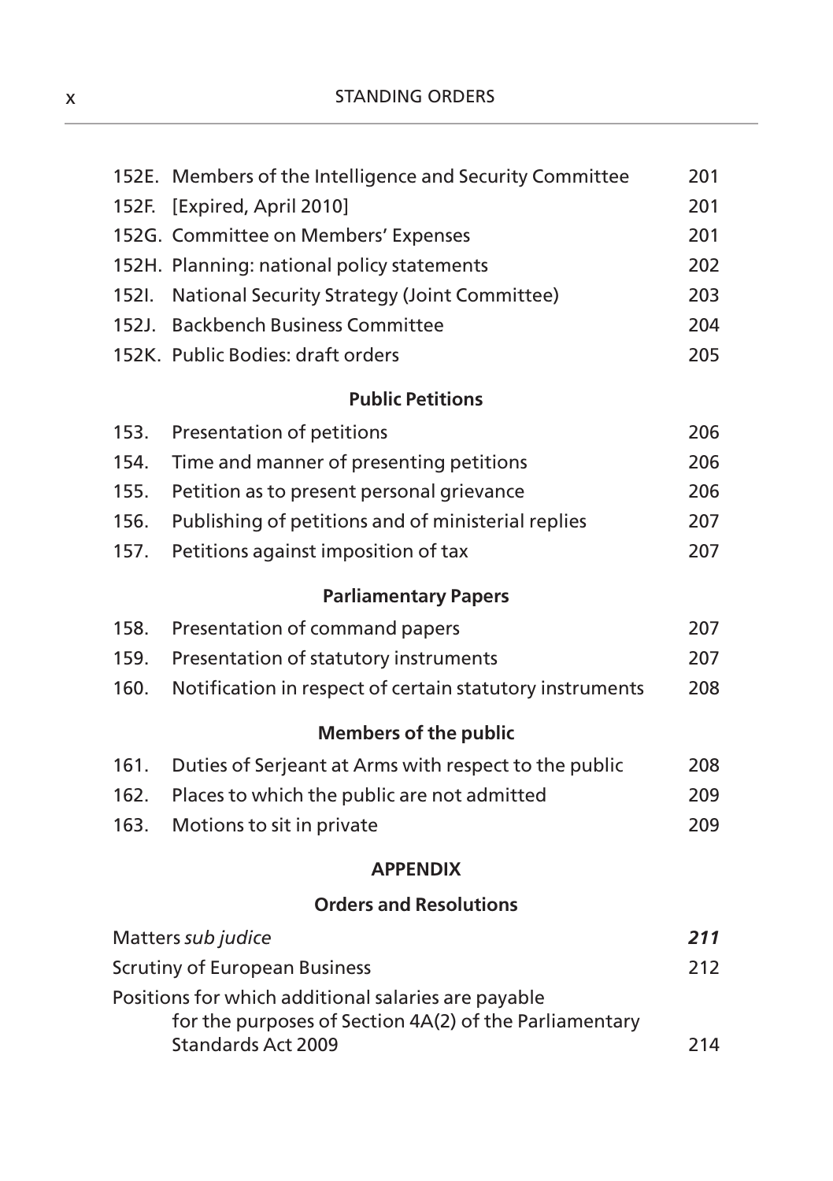| | | |
|---|---|---|
| 152E. | Members of the Intelligence and Security Committee | 201 |
| 152F. | [Expired, April 2010] | 201 |
| 152G. | Committee on Members' Expenses | 201 |
| 152H. | Planning: national policy statements | 202 |
| 152I. | National Security Strategy (Joint Committee) | 203 |
| 152J. | Backbench Business Committee | 204 |
| 152K. | Public Bodies: draft orders | 205 |

**Public Petitions**

| | | |
|---|---|---|
| 153. | Presentation of petitions | 206 |
| 154. | Time and manner of presenting petitions | 206 |
| 155. | Petition as to present personal grievance | 206 |
| 156. | Publishing of petitions and of ministerial replies | 207 |
| 157. | Petitions against imposition of tax | 207 |

**Parliamentary Papers**

| | | |
|---|---|---|
| 158. | Presentation of command papers | 207 |
| 159. | Presentation of statutory instruments | 207 |
| 160. | Notification in respect of certain statutory instruments | 208 |

**Members of the public**

| | | |
|---|---|---|
| 161. | Duties of Serjeant at Arms with respect to the public | 208 |
| 162. | Places to which the public are not admitted | 209 |
| 163. | Motions to sit in private | 209 |

**APPENDIX**

**Orders and Resolutions**

| | |
|---|---|
| Matters *sub judice* | ***211*** |
| Scrutiny of European Business | 212 |
| Positions for which additional salaries are payable for the purposes of Section 4A(2) of the Parliamentary Standards Act 2009 | 214 |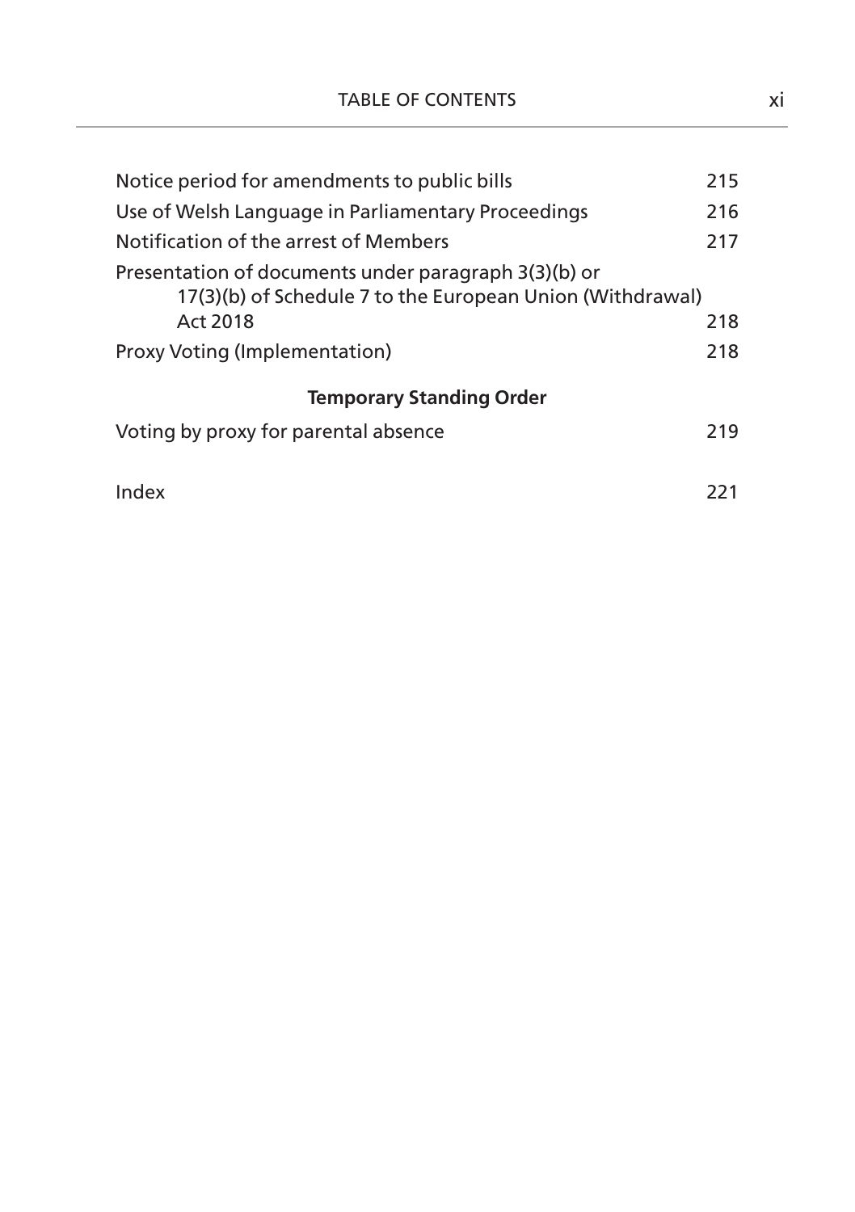| | |
|---|---|
| Notice period for amendments to public bills | 215 |
| Use of Welsh Language in Parliamentary Proceedings | 216 |
| Notification of the arrest of Members | 217 |
| Presentation of documents under paragraph 3(3)(b) or 17(3)(b) of Schedule 7 to the European Union (Withdrawal) Act 2018 | 218 |
| Proxy Voting (Implementation) | 218 |

**Temporary Standing Order**

| | |
|---|---|
| Voting by proxy for parental absence | 219 |
| Index | 221 |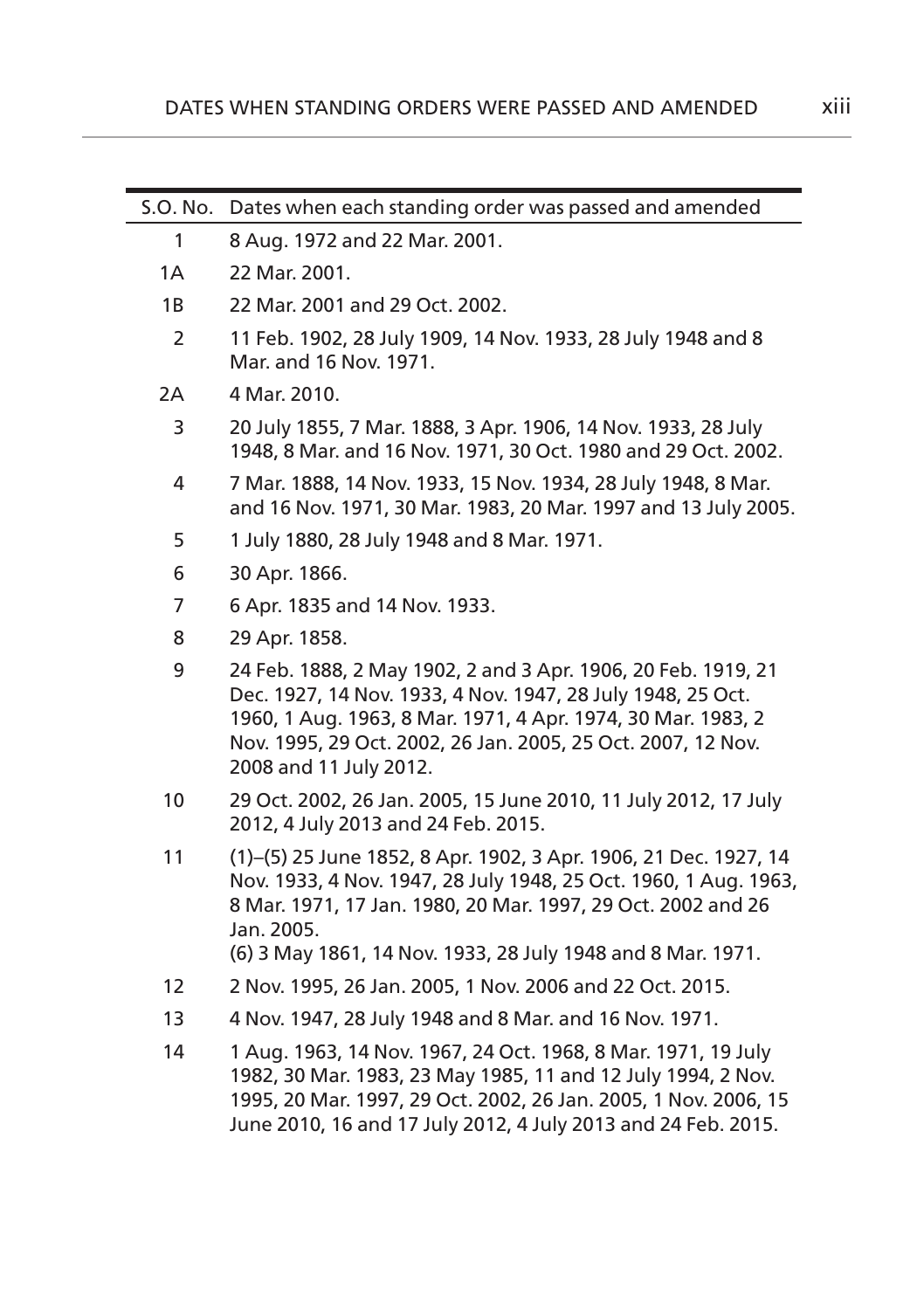| S.O. No. | Dates when each standing order was passed and amended |
|---|---|
| 1 | 8 Aug. 1972 and 22 Mar. 2001. |
| 1A | 22 Mar. 2001. |
| 1B | 22 Mar. 2001 and 29 Oct. 2002. |
| 2 | 11 Feb. 1902, 28 July 1909, 14 Nov. 1933, 28 July 1948 and 8 Mar. and 16 Nov. 1971. |
| 2A | 4 Mar. 2010. |
| 3 | 20 July 1855, 7 Mar. 1888, 3 Apr. 1906, 14 Nov. 1933, 28 July 1948, 8 Mar. and 16 Nov. 1971, 30 Oct. 1980 and 29 Oct. 2002. |
| 4 | 7 Mar. 1888, 14 Nov. 1933, 15 Nov. 1934, 28 July 1948, 8 Mar. and 16 Nov. 1971, 30 Mar. 1983, 20 Mar. 1997 and 13 July 2005. |
| 5 | 1 July 1880, 28 July 1948 and 8 Mar. 1971. |
| 6 | 30 Apr. 1866. |
| 7 | 6 Apr. 1835 and 14 Nov. 1933. |
| 8 | 29 Apr. 1858. |
| 9 | 24 Feb. 1888, 2 May 1902, 2 and 3 Apr. 1906, 20 Feb. 1919, 21 Dec. 1927, 14 Nov. 1933, 4 Nov. 1947, 28 July 1948, 25 Oct. 1960, 1 Aug. 1963, 8 Mar. 1971, 4 Apr. 1974, 30 Mar. 1983, 2 Nov. 1995, 29 Oct. 2002, 26 Jan. 2005, 25 Oct. 2007, 12 Nov. 2008 and 11 July 2012. |
| 10 | 29 Oct. 2002, 26 Jan. 2005, 15 June 2010, 11 July 2012, 17 July 2012, 4 July 2013 and 24 Feb. 2015. |
| 11 | (1)–(5) 25 June 1852, 8 Apr. 1902, 3 Apr. 1906, 21 Dec. 1927, 14 Nov. 1933, 4 Nov. 1947, 28 July 1948, 25 Oct. 1960, 1 Aug. 1963, 8 Mar. 1971, 17 Jan. 1980, 20 Mar. 1997, 29 Oct. 2002 and 26 Jan. 2005.<br>(6) 3 May 1861, 14 Nov. 1933, 28 July 1948 and 8 Mar. 1971. |
| 12 | 2 Nov. 1995, 26 Jan. 2005, 1 Nov. 2006 and 22 Oct. 2015. |
| 13 | 4 Nov. 1947, 28 July 1948 and 8 Mar. and 16 Nov. 1971. |
| 14 | 1 Aug. 1963, 14 Nov. 1967, 24 Oct. 1968, 8 Mar. 1971, 19 July 1982, 30 Mar. 1983, 23 May 1985, 11 and 12 July 1994, 2 Nov. 1995, 20 Mar. 1997, 29 Oct. 2002, 26 Jan. 2005, 1 Nov. 2006, 15 June 2010, 16 and 17 July 2012, 4 July 2013 and 24 Feb. 2015. |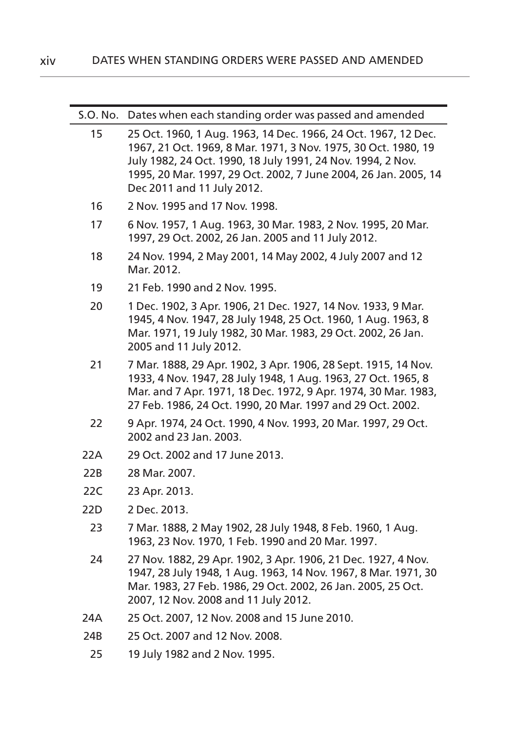| S.O. No. | Dates when each standing order was passed and amended |
| --- | --- |
| 15 | 25 Oct. 1960, 1 Aug. 1963, 14 Dec. 1966, 24 Oct. 1967, 12 Dec. 1967, 21 Oct. 1969, 8 Mar. 1971, 3 Nov. 1975, 30 Oct. 1980, 19 July 1982, 24 Oct. 1990, 18 July 1991, 24 Nov. 1994, 2 Nov. 1995, 20 Mar. 1997, 29 Oct. 2002, 7 June 2004, 26 Jan. 2005, 14 Dec 2011 and 11 July 2012. |
| 16 | 2 Nov. 1995 and 17 Nov. 1998. |
| 17 | 6 Nov. 1957, 1 Aug. 1963, 30 Mar. 1983, 2 Nov. 1995, 20 Mar. 1997, 29 Oct. 2002, 26 Jan. 2005 and 11 July 2012. |
| 18 | 24 Nov. 1994, 2 May 2001, 14 May 2002, 4 July 2007 and 12 Mar. 2012. |
| 19 | 21 Feb. 1990 and 2 Nov. 1995. |
| 20 | 1 Dec. 1902, 3 Apr. 1906, 21 Dec. 1927, 14 Nov. 1933, 9 Mar. 1945, 4 Nov. 1947, 28 July 1948, 25 Oct. 1960, 1 Aug. 1963, 8 Mar. 1971, 19 July 1982, 30 Mar. 1983, 29 Oct. 2002, 26 Jan. 2005 and 11 July 2012. |
| 21 | 7 Mar. 1888, 29 Apr. 1902, 3 Apr. 1906, 28 Sept. 1915, 14 Nov. 1933, 4 Nov. 1947, 28 July 1948, 1 Aug. 1963, 27 Oct. 1965, 8 Mar. and 7 Apr. 1971, 18 Dec. 1972, 9 Apr. 1974, 30 Mar. 1983, 27 Feb. 1986, 24 Oct. 1990, 20 Mar. 1997 and 29 Oct. 2002. |
| 22 | 9 Apr. 1974, 24 Oct. 1990, 4 Nov. 1993, 20 Mar. 1997, 29 Oct. 2002 and 23 Jan. 2003. |
| 22A | 29 Oct. 2002 and 17 June 2013. |
| 22B | 28 Mar. 2007. |
| 22C | 23 Apr. 2013. |
| 22D | 2 Dec. 2013. |
| 23 | 7 Mar. 1888, 2 May 1902, 28 July 1948, 8 Feb. 1960, 1 Aug. 1963, 23 Nov. 1970, 1 Feb. 1990 and 20 Mar. 1997. |
| 24 | 27 Nov. 1882, 29 Apr. 1902, 3 Apr. 1906, 21 Dec. 1927, 4 Nov. 1947, 28 July 1948, 1 Aug. 1963, 14 Nov. 1967, 8 Mar. 1971, 30 Mar. 1983, 27 Feb. 1986, 29 Oct. 2002, 26 Jan. 2005, 25 Oct. 2007, 12 Nov. 2008 and 11 July 2012. |
| 24A | 25 Oct. 2007, 12 Nov. 2008 and 15 June 2010. |
| 24B | 25 Oct. 2007 and 12 Nov. 2008. |
| 25 | 19 July 1982 and 2 Nov. 1995. |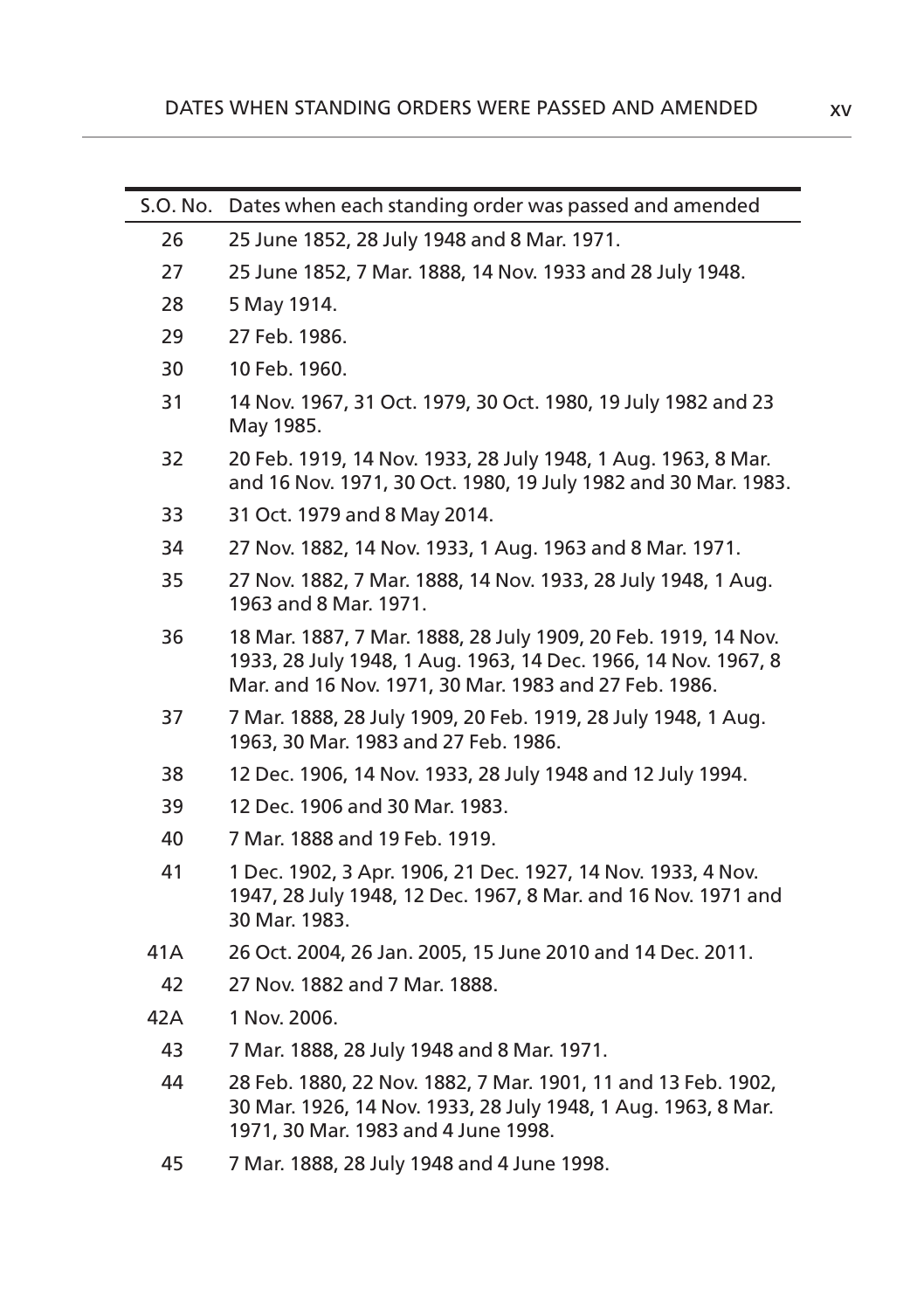| S.O. No. | Dates when each standing order was passed and amended |
|---|---|
| 26 | 25 June 1852, 28 July 1948 and 8 Mar. 1971. |
| 27 | 25 June 1852, 7 Mar. 1888, 14 Nov. 1933 and 28 July 1948. |
| 28 | 5 May 1914. |
| 29 | 27 Feb. 1986. |
| 30 | 10 Feb. 1960. |
| 31 | 14 Nov. 1967, 31 Oct. 1979, 30 Oct. 1980, 19 July 1982 and 23 May 1985. |
| 32 | 20 Feb. 1919, 14 Nov. 1933, 28 July 1948, 1 Aug. 1963, 8 Mar. and 16 Nov. 1971, 30 Oct. 1980, 19 July 1982 and 30 Mar. 1983. |
| 33 | 31 Oct. 1979 and 8 May 2014. |
| 34 | 27 Nov. 1882, 14 Nov. 1933, 1 Aug. 1963 and 8 Mar. 1971. |
| 35 | 27 Nov. 1882, 7 Mar. 1888, 14 Nov. 1933, 28 July 1948, 1 Aug. 1963 and 8 Mar. 1971. |
| 36 | 18 Mar. 1887, 7 Mar. 1888, 28 July 1909, 20 Feb. 1919, 14 Nov. 1933, 28 July 1948, 1 Aug. 1963, 14 Dec. 1966, 14 Nov. 1967, 8 Mar. and 16 Nov. 1971, 30 Mar. 1983 and 27 Feb. 1986. |
| 37 | 7 Mar. 1888, 28 July 1909, 20 Feb. 1919, 28 July 1948, 1 Aug. 1963, 30 Mar. 1983 and 27 Feb. 1986. |
| 38 | 12 Dec. 1906, 14 Nov. 1933, 28 July 1948 and 12 July 1994. |
| 39 | 12 Dec. 1906 and 30 Mar. 1983. |
| 40 | 7 Mar. 1888 and 19 Feb. 1919. |
| 41 | 1 Dec. 1902, 3 Apr. 1906, 21 Dec. 1927, 14 Nov. 1933, 4 Nov. 1947, 28 July 1948, 12 Dec. 1967, 8 Mar. and 16 Nov. 1971 and 30 Mar. 1983. |
| 41A | 26 Oct. 2004, 26 Jan. 2005, 15 June 2010 and 14 Dec. 2011. |
| 42 | 27 Nov. 1882 and 7 Mar. 1888. |
| 42A | 1 Nov. 2006. |
| 43 | 7 Mar. 1888, 28 July 1948 and 8 Mar. 1971. |
| 44 | 28 Feb. 1880, 22 Nov. 1882, 7 Mar. 1901, 11 and 13 Feb. 1902, 30 Mar. 1926, 14 Nov. 1933, 28 July 1948, 1 Aug. 1963, 8 Mar. 1971, 30 Mar. 1983 and 4 June 1998. |
| 45 | 7 Mar. 1888, 28 July 1948 and 4 June 1998. |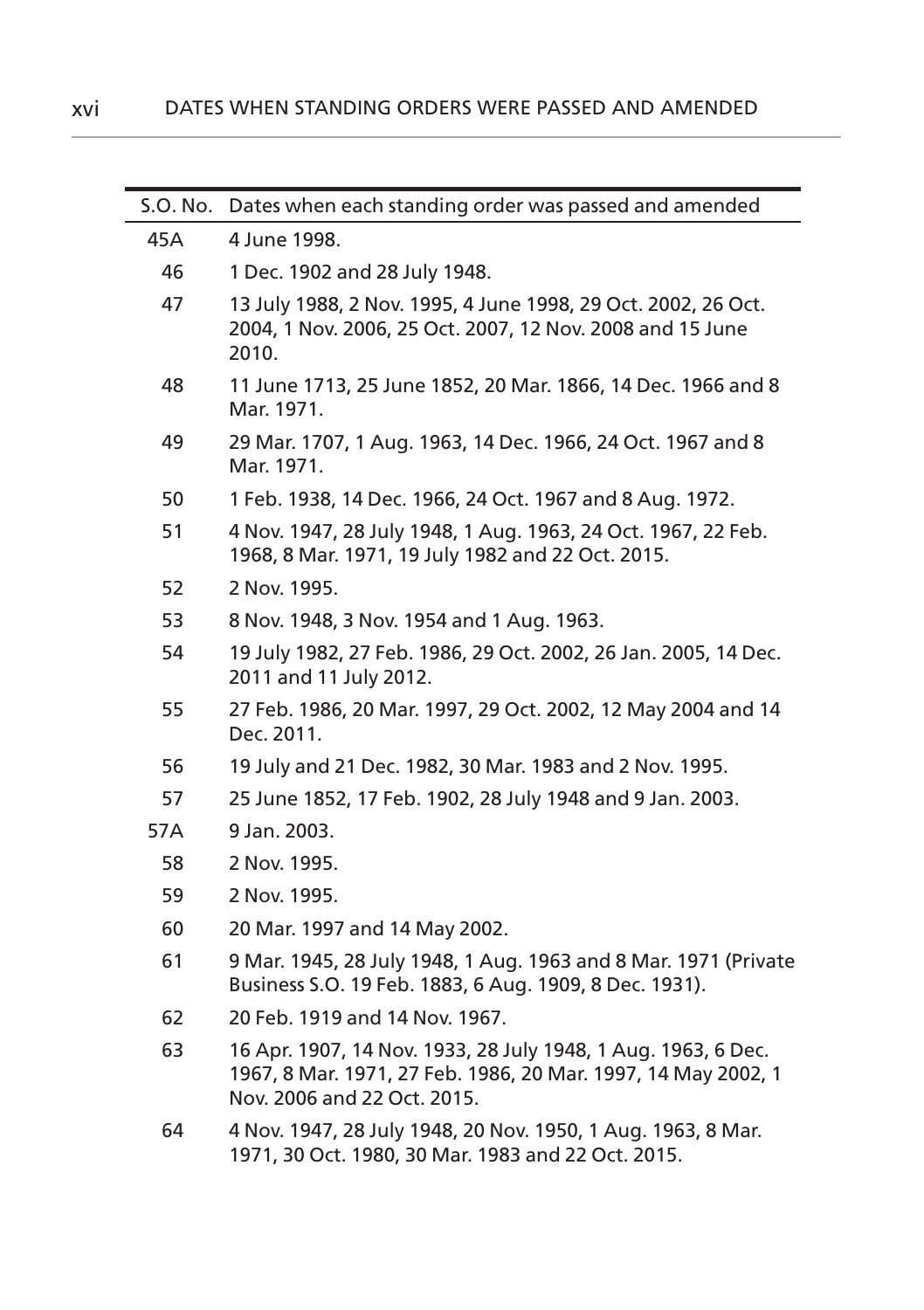| S.O. No. | Dates when each standing order was passed and amended |
|---|---|
| 45A | 4 June 1998. |
| 46 | 1 Dec. 1902 and 28 July 1948. |
| 47 | 13 July 1988, 2 Nov. 1995, 4 June 1998, 29 Oct. 2002, 26 Oct. 2004, 1 Nov. 2006, 25 Oct. 2007, 12 Nov. 2008 and 15 June 2010. |
| 48 | 11 June 1713, 25 June 1852, 20 Mar. 1866, 14 Dec. 1966 and 8 Mar. 1971. |
| 49 | 29 Mar. 1707, 1 Aug. 1963, 14 Dec. 1966, 24 Oct. 1967 and 8 Mar. 1971. |
| 50 | 1 Feb. 1938, 14 Dec. 1966, 24 Oct. 1967 and 8 Aug. 1972. |
| 51 | 4 Nov. 1947, 28 July 1948, 1 Aug. 1963, 24 Oct. 1967, 22 Feb. 1968, 8 Mar. 1971, 19 July 1982 and 22 Oct. 2015. |
| 52 | 2 Nov. 1995. |
| 53 | 8 Nov. 1948, 3 Nov. 1954 and 1 Aug. 1963. |
| 54 | 19 July 1982, 27 Feb. 1986, 29 Oct. 2002, 26 Jan. 2005, 14 Dec. 2011 and 11 July 2012. |
| 55 | 27 Feb. 1986, 20 Mar. 1997, 29 Oct. 2002, 12 May 2004 and 14 Dec. 2011. |
| 56 | 19 July and 21 Dec. 1982, 30 Mar. 1983 and 2 Nov. 1995. |
| 57 | 25 June 1852, 17 Feb. 1902, 28 July 1948 and 9 Jan. 2003. |
| 57A | 9 Jan. 2003. |
| 58 | 2 Nov. 1995. |
| 59 | 2 Nov. 1995. |
| 60 | 20 Mar. 1997 and 14 May 2002. |
| 61 | 9 Mar. 1945, 28 July 1948, 1 Aug. 1963 and 8 Mar. 1971 (Private Business S.O. 19 Feb. 1883, 6 Aug. 1909, 8 Dec. 1931). |
| 62 | 20 Feb. 1919 and 14 Nov. 1967. |
| 63 | 16 Apr. 1907, 14 Nov. 1933, 28 July 1948, 1 Aug. 1963, 6 Dec. 1967, 8 Mar. 1971, 27 Feb. 1986, 20 Mar. 1997, 14 May 2002, 1 Nov. 2006 and 22 Oct. 2015. |
| 64 | 4 Nov. 1947, 28 July 1948, 20 Nov. 1950, 1 Aug. 1963, 8 Mar. 1971, 30 Oct. 1980, 30 Mar. 1983 and 22 Oct. 2015. |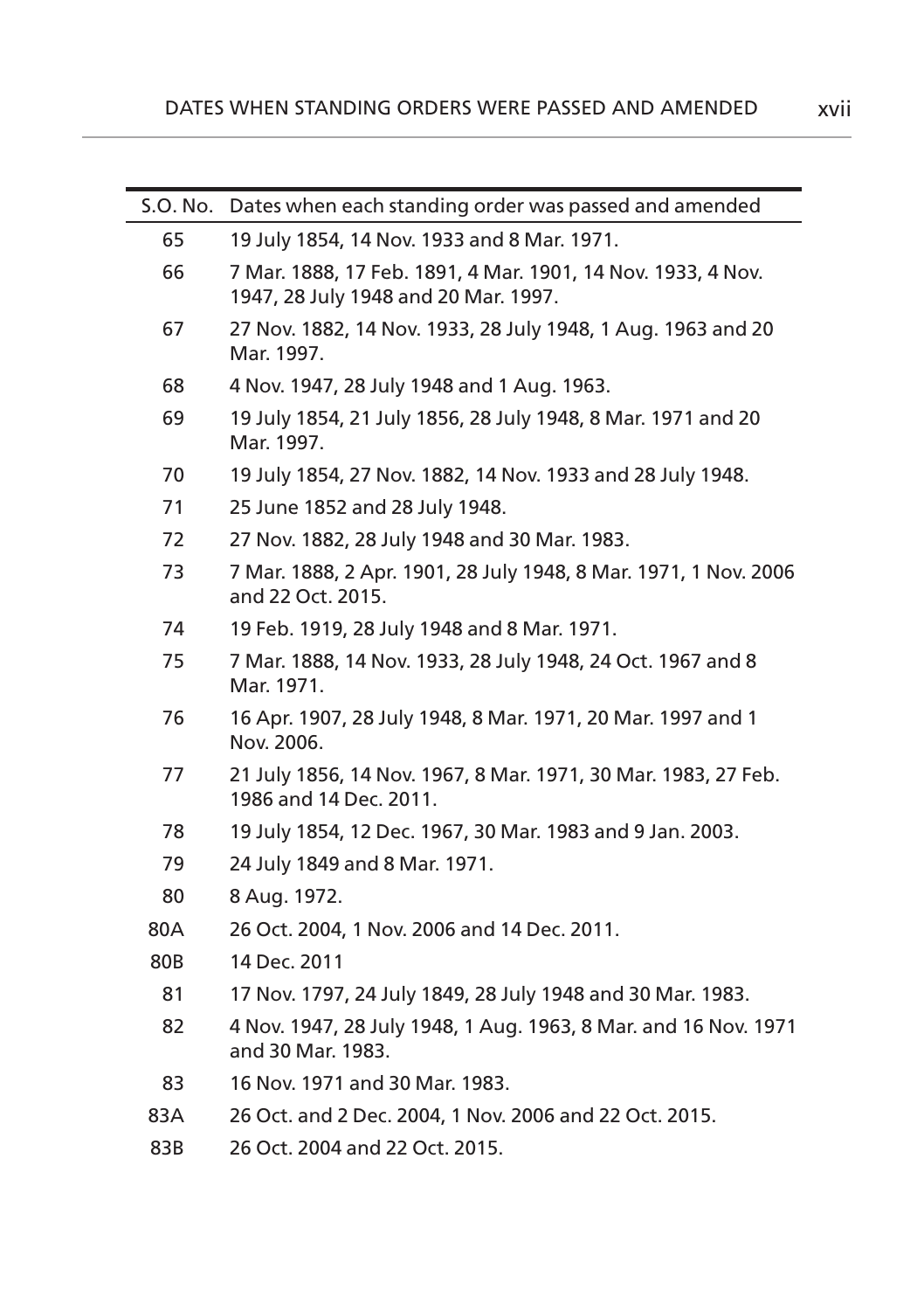| S.O. No. | Dates when each standing order was passed and amended |
| --- | --- |
| 65 | 19 July 1854, 14 Nov. 1933 and 8 Mar. 1971. |
| 66 | 7 Mar. 1888, 17 Feb. 1891, 4 Mar. 1901, 14 Nov. 1933, 4 Nov. 1947, 28 July 1948 and 20 Mar. 1997. |
| 67 | 27 Nov. 1882, 14 Nov. 1933, 28 July 1948, 1 Aug. 1963 and 20 Mar. 1997. |
| 68 | 4 Nov. 1947, 28 July 1948 and 1 Aug. 1963. |
| 69 | 19 July 1854, 21 July 1856, 28 July 1948, 8 Mar. 1971 and 20 Mar. 1997. |
| 70 | 19 July 1854, 27 Nov. 1882, 14 Nov. 1933 and 28 July 1948. |
| 71 | 25 June 1852 and 28 July 1948. |
| 72 | 27 Nov. 1882, 28 July 1948 and 30 Mar. 1983. |
| 73 | 7 Mar. 1888, 2 Apr. 1901, 28 July 1948, 8 Mar. 1971, 1 Nov. 2006 and 22 Oct. 2015. |
| 74 | 19 Feb. 1919, 28 July 1948 and 8 Mar. 1971. |
| 75 | 7 Mar. 1888, 14 Nov. 1933, 28 July 1948, 24 Oct. 1967 and 8 Mar. 1971. |
| 76 | 16 Apr. 1907, 28 July 1948, 8 Mar. 1971, 20 Mar. 1997 and 1 Nov. 2006. |
| 77 | 21 July 1856, 14 Nov. 1967, 8 Mar. 1971, 30 Mar. 1983, 27 Feb. 1986 and 14 Dec. 2011. |
| 78 | 19 July 1854, 12 Dec. 1967, 30 Mar. 1983 and 9 Jan. 2003. |
| 79 | 24 July 1849 and 8 Mar. 1971. |
| 80 | 8 Aug. 1972. |
| 80A | 26 Oct. 2004, 1 Nov. 2006 and 14 Dec. 2011. |
| 80B | 14 Dec. 2011 |
| 81 | 17 Nov. 1797, 24 July 1849, 28 July 1948 and 30 Mar. 1983. |
| 82 | 4 Nov. 1947, 28 July 1948, 1 Aug. 1963, 8 Mar. and 16 Nov. 1971 and 30 Mar. 1983. |
| 83 | 16 Nov. 1971 and 30 Mar. 1983. |
| 83A | 26 Oct. and 2 Dec. 2004, 1 Nov. 2006 and 22 Oct. 2015. |
| 83B | 26 Oct. 2004 and 22 Oct. 2015. |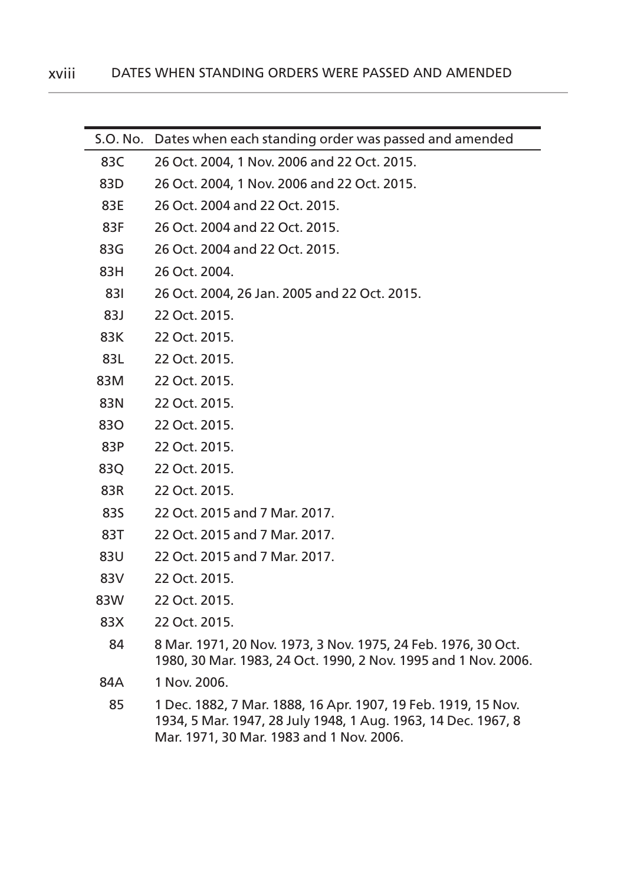| S.O. No. | Dates when each standing order was passed and amended |
|---|---|
| 83C | 26 Oct. 2004, 1 Nov. 2006 and 22 Oct. 2015. |
| 83D | 26 Oct. 2004, 1 Nov. 2006 and 22 Oct. 2015. |
| 83E | 26 Oct. 2004 and 22 Oct. 2015. |
| 83F | 26 Oct. 2004 and 22 Oct. 2015. |
| 83G | 26 Oct. 2004 and 22 Oct. 2015. |
| 83H | 26 Oct. 2004. |
| 83I | 26 Oct. 2004, 26 Jan. 2005 and 22 Oct. 2015. |
| 83J | 22 Oct. 2015. |
| 83K | 22 Oct. 2015. |
| 83L | 22 Oct. 2015. |
| 83M | 22 Oct. 2015. |
| 83N | 22 Oct. 2015. |
| 83O | 22 Oct. 2015. |
| 83P | 22 Oct. 2015. |
| 83Q | 22 Oct. 2015. |
| 83R | 22 Oct. 2015. |
| 83S | 22 Oct. 2015 and 7 Mar. 2017. |
| 83T | 22 Oct. 2015 and 7 Mar. 2017. |
| 83U | 22 Oct. 2015 and 7 Mar. 2017. |
| 83V | 22 Oct. 2015. |
| 83W | 22 Oct. 2015. |
| 83X | 22 Oct. 2015. |
| 84 | 8 Mar. 1971, 20 Nov. 1973, 3 Nov. 1975, 24 Feb. 1976, 30 Oct. 1980, 30 Mar. 1983, 24 Oct. 1990, 2 Nov. 1995 and 1 Nov. 2006. |
| 84A | 1 Nov. 2006. |
| 85 | 1 Dec. 1882, 7 Mar. 1888, 16 Apr. 1907, 19 Feb. 1919, 15 Nov. 1934, 5 Mar. 1947, 28 July 1948, 1 Aug. 1963, 14 Dec. 1967, 8 Mar. 1971, 30 Mar. 1983 and 1 Nov. 2006. |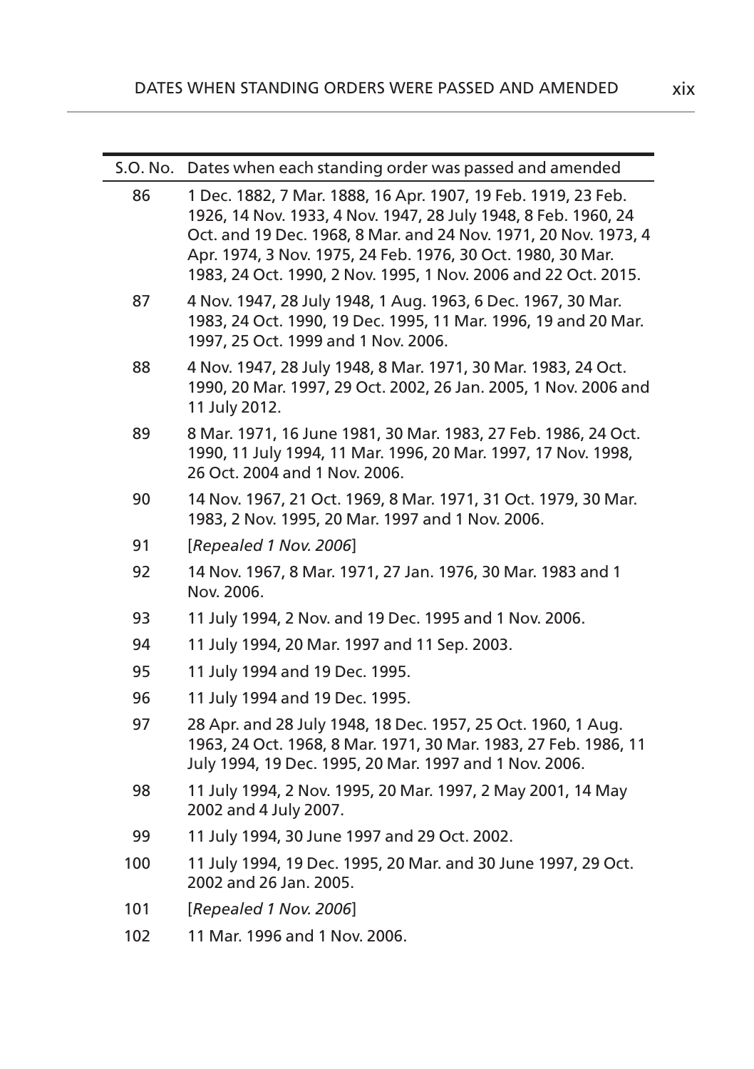| S.O. No. | Dates when each standing order was passed and amended |
|---|---|
| 86 | 1 Dec. 1882, 7 Mar. 1888, 16 Apr. 1907, 19 Feb. 1919, 23 Feb. 1926, 14 Nov. 1933, 4 Nov. 1947, 28 July 1948, 8 Feb. 1960, 24 Oct. and 19 Dec. 1968, 8 Mar. and 24 Nov. 1971, 20 Nov. 1973, 4 Apr. 1974, 3 Nov. 1975, 24 Feb. 1976, 30 Oct. 1980, 30 Mar. 1983, 24 Oct. 1990, 2 Nov. 1995, 1 Nov. 2006 and 22 Oct. 2015. |
| 87 | 4 Nov. 1947, 28 July 1948, 1 Aug. 1963, 6 Dec. 1967, 30 Mar. 1983, 24 Oct. 1990, 19 Dec. 1995, 11 Mar. 1996, 19 and 20 Mar. 1997, 25 Oct. 1999 and 1 Nov. 2006. |
| 88 | 4 Nov. 1947, 28 July 1948, 8 Mar. 1971, 30 Mar. 1983, 24 Oct. 1990, 20 Mar. 1997, 29 Oct. 2002, 26 Jan. 2005, 1 Nov. 2006 and 11 July 2012. |
| 89 | 8 Mar. 1971, 16 June 1981, 30 Mar. 1983, 27 Feb. 1986, 24 Oct. 1990, 11 July 1994, 11 Mar. 1996, 20 Mar. 1997, 17 Nov. 1998, 26 Oct. 2004 and 1 Nov. 2006. |
| 90 | 14 Nov. 1967, 21 Oct. 1969, 8 Mar. 1971, 31 Oct. 1979, 30 Mar. 1983, 2 Nov. 1995, 20 Mar. 1997 and 1 Nov. 2006. |
| 91 | [*Repealed 1 Nov. 2006*] |
| 92 | 14 Nov. 1967, 8 Mar. 1971, 27 Jan. 1976, 30 Mar. 1983 and 1 Nov. 2006. |
| 93 | 11 July 1994, 2 Nov. and 19 Dec. 1995 and 1 Nov. 2006. |
| 94 | 11 July 1994, 20 Mar. 1997 and 11 Sep. 2003. |
| 95 | 11 July 1994 and 19 Dec. 1995. |
| 96 | 11 July 1994 and 19 Dec. 1995. |
| 97 | 28 Apr. and 28 July 1948, 18 Dec. 1957, 25 Oct. 1960, 1 Aug. 1963, 24 Oct. 1968, 8 Mar. 1971, 30 Mar. 1983, 27 Feb. 1986, 11 July 1994, 19 Dec. 1995, 20 Mar. 1997 and 1 Nov. 2006. |
| 98 | 11 July 1994, 2 Nov. 1995, 20 Mar. 1997, 2 May 2001, 14 May 2002 and 4 July 2007. |
| 99 | 11 July 1994, 30 June 1997 and 29 Oct. 2002. |
| 100 | 11 July 1994, 19 Dec. 1995, 20 Mar. and 30 June 1997, 29 Oct. 2002 and 26 Jan. 2005. |
| 101 | [*Repealed 1 Nov. 2006*] |
| 102 | 11 Mar. 1996 and 1 Nov. 2006. |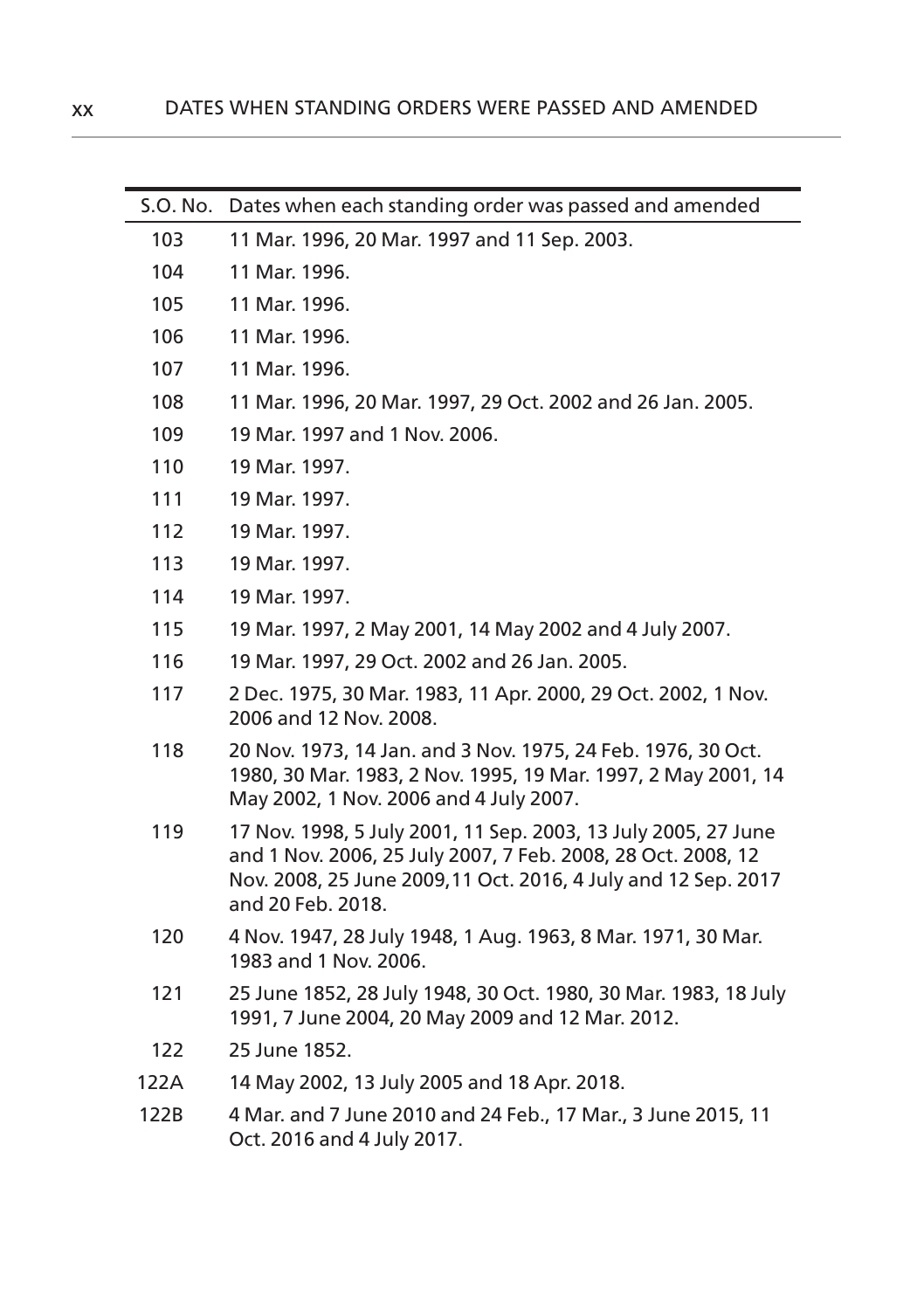| S.O. No. | Dates when each standing order was passed and amended |
|---|---|
| 103 | 11 Mar. 1996, 20 Mar. 1997 and 11 Sep. 2003. |
| 104 | 11 Mar. 1996. |
| 105 | 11 Mar. 1996. |
| 106 | 11 Mar. 1996. |
| 107 | 11 Mar. 1996. |
| 108 | 11 Mar. 1996, 20 Mar. 1997, 29 Oct. 2002 and 26 Jan. 2005. |
| 109 | 19 Mar. 1997 and 1 Nov. 2006. |
| 110 | 19 Mar. 1997. |
| 111 | 19 Mar. 1997. |
| 112 | 19 Mar. 1997. |
| 113 | 19 Mar. 1997. |
| 114 | 19 Mar. 1997. |
| 115 | 19 Mar. 1997, 2 May 2001, 14 May 2002 and 4 July 2007. |
| 116 | 19 Mar. 1997, 29 Oct. 2002 and 26 Jan. 2005. |
| 117 | 2 Dec. 1975, 30 Mar. 1983, 11 Apr. 2000, 29 Oct. 2002, 1 Nov. 2006 and 12 Nov. 2008. |
| 118 | 20 Nov. 1973, 14 Jan. and 3 Nov. 1975, 24 Feb. 1976, 30 Oct. 1980, 30 Mar. 1983, 2 Nov. 1995, 19 Mar. 1997, 2 May 2001, 14 May 2002, 1 Nov. 2006 and 4 July 2007. |
| 119 | 17 Nov. 1998, 5 July 2001, 11 Sep. 2003, 13 July 2005, 27 June and 1 Nov. 2006, 25 July 2007, 7 Feb. 2008, 28 Oct. 2008, 12 Nov. 2008, 25 June 2009,11 Oct. 2016, 4 July and 12 Sep. 2017 and 20 Feb. 2018. |
| 120 | 4 Nov. 1947, 28 July 1948, 1 Aug. 1963, 8 Mar. 1971, 30 Mar. 1983 and 1 Nov. 2006. |
| 121 | 25 June 1852, 28 July 1948, 30 Oct. 1980, 30 Mar. 1983, 18 July 1991, 7 June 2004, 20 May 2009 and 12 Mar. 2012. |
| 122 | 25 June 1852. |
| 122A | 14 May 2002, 13 July 2005 and 18 Apr. 2018. |
| 122B | 4 Mar. and 7 June 2010 and 24 Feb., 17 Mar., 3 June 2015, 11 Oct. 2016 and 4 July 2017. |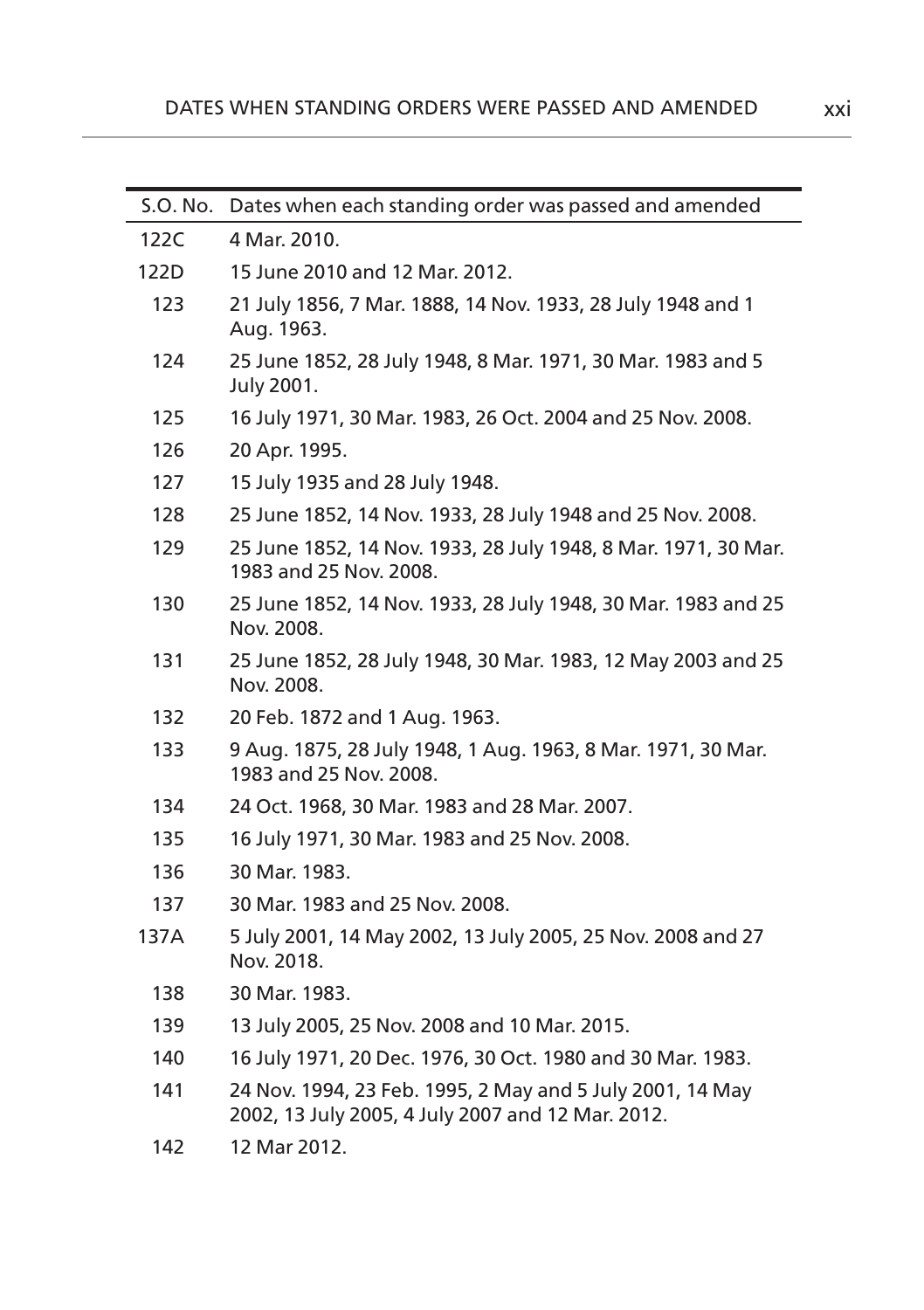| S.O. No. | Dates when each standing order was passed and amended |
| --- | --- |
| 122C | 4 Mar. 2010. |
| 122D | 15 June 2010 and 12 Mar. 2012. |
| 123 | 21 July 1856, 7 Mar. 1888, 14 Nov. 1933, 28 July 1948 and 1 Aug. 1963. |
| 124 | 25 June 1852, 28 July 1948, 8 Mar. 1971, 30 Mar. 1983 and 5 July 2001. |
| 125 | 16 July 1971, 30 Mar. 1983, 26 Oct. 2004 and 25 Nov. 2008. |
| 126 | 20 Apr. 1995. |
| 127 | 15 July 1935 and 28 July 1948. |
| 128 | 25 June 1852, 14 Nov. 1933, 28 July 1948 and 25 Nov. 2008. |
| 129 | 25 June 1852, 14 Nov. 1933, 28 July 1948, 8 Mar. 1971, 30 Mar. 1983 and 25 Nov. 2008. |
| 130 | 25 June 1852, 14 Nov. 1933, 28 July 1948, 30 Mar. 1983 and 25 Nov. 2008. |
| 131 | 25 June 1852, 28 July 1948, 30 Mar. 1983, 12 May 2003 and 25 Nov. 2008. |
| 132 | 20 Feb. 1872 and 1 Aug. 1963. |
| 133 | 9 Aug. 1875, 28 July 1948, 1 Aug. 1963, 8 Mar. 1971, 30 Mar. 1983 and 25 Nov. 2008. |
| 134 | 24 Oct. 1968, 30 Mar. 1983 and 28 Mar. 2007. |
| 135 | 16 July 1971, 30 Mar. 1983 and 25 Nov. 2008. |
| 136 | 30 Mar. 1983. |
| 137 | 30 Mar. 1983 and 25 Nov. 2008. |
| 137A | 5 July 2001, 14 May 2002, 13 July 2005, 25 Nov. 2008 and 27 Nov. 2018. |
| 138 | 30 Mar. 1983. |
| 139 | 13 July 2005, 25 Nov. 2008 and 10 Mar. 2015. |
| 140 | 16 July 1971, 20 Dec. 1976, 30 Oct. 1980 and 30 Mar. 1983. |
| 141 | 24 Nov. 1994, 23 Feb. 1995, 2 May and 5 July 2001, 14 May 2002, 13 July 2005, 4 July 2007 and 12 Mar. 2012. |
| 142 | 12 Mar 2012. |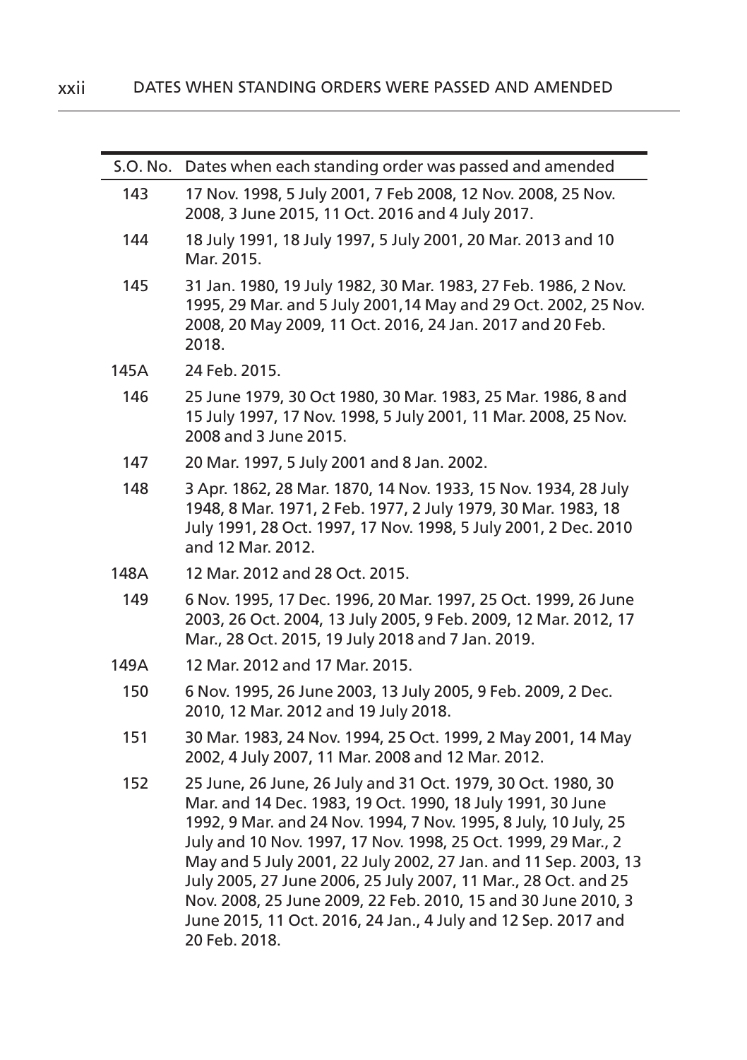| S.O. No. | Dates when each standing order was passed and amended |
|---|---|
| 143 | 17 Nov. 1998, 5 July 2001, 7 Feb 2008, 12 Nov. 2008, 25 Nov. 2008, 3 June 2015, 11 Oct. 2016 and 4 July 2017. |
| 144 | 18 July 1991, 18 July 1997, 5 July 2001, 20 Mar. 2013 and 10 Mar. 2015. |
| 145 | 31 Jan. 1980, 19 July 1982, 30 Mar. 1983, 27 Feb. 1986, 2 Nov. 1995, 29 Mar. and 5 July 2001,14 May and 29 Oct. 2002, 25 Nov. 2008, 20 May 2009, 11 Oct. 2016, 24 Jan. 2017 and 20 Feb. 2018. |
| 145A | 24 Feb. 2015. |
| 146 | 25 June 1979, 30 Oct 1980, 30 Mar. 1983, 25 Mar. 1986, 8 and 15 July 1997, 17 Nov. 1998, 5 July 2001, 11 Mar. 2008, 25 Nov. 2008 and 3 June 2015. |
| 147 | 20 Mar. 1997, 5 July 2001 and 8 Jan. 2002. |
| 148 | 3 Apr. 1862, 28 Mar. 1870, 14 Nov. 1933, 15 Nov. 1934, 28 July 1948, 8 Mar. 1971, 2 Feb. 1977, 2 July 1979, 30 Mar. 1983, 18 July 1991, 28 Oct. 1997, 17 Nov. 1998, 5 July 2001, 2 Dec. 2010 and 12 Mar. 2012. |
| 148A | 12 Mar. 2012 and 28 Oct. 2015. |
| 149 | 6 Nov. 1995, 17 Dec. 1996, 20 Mar. 1997, 25 Oct. 1999, 26 June 2003, 26 Oct. 2004, 13 July 2005, 9 Feb. 2009, 12 Mar. 2012, 17 Mar., 28 Oct. 2015, 19 July 2018 and 7 Jan. 2019. |
| 149A | 12 Mar. 2012 and 17 Mar. 2015. |
| 150 | 6 Nov. 1995, 26 June 2003, 13 July 2005, 9 Feb. 2009, 2 Dec. 2010, 12 Mar. 2012 and 19 July 2018. |
| 151 | 30 Mar. 1983, 24 Nov. 1994, 25 Oct. 1999, 2 May 2001, 14 May 2002, 4 July 2007, 11 Mar. 2008 and 12 Mar. 2012. |
| 152 | 25 June, 26 June, 26 July and 31 Oct. 1979, 30 Oct. 1980, 30 Mar. and 14 Dec. 1983, 19 Oct. 1990, 18 July 1991, 30 June 1992, 9 Mar. and 24 Nov. 1994, 7 Nov. 1995, 8 July, 10 July, 25 July and 10 Nov. 1997, 17 Nov. 1998, 25 Oct. 1999, 29 Mar., 2 May and 5 July 2001, 22 July 2002, 27 Jan. and 11 Sep. 2003, 13 July 2005, 27 June 2006, 25 July 2007, 11 Mar., 28 Oct. and 25 Nov. 2008, 25 June 2009, 22 Feb. 2010, 15 and 30 June 2010, 3 June 2015, 11 Oct. 2016, 24 Jan., 4 July and 12 Sep. 2017 and 20 Feb. 2018. |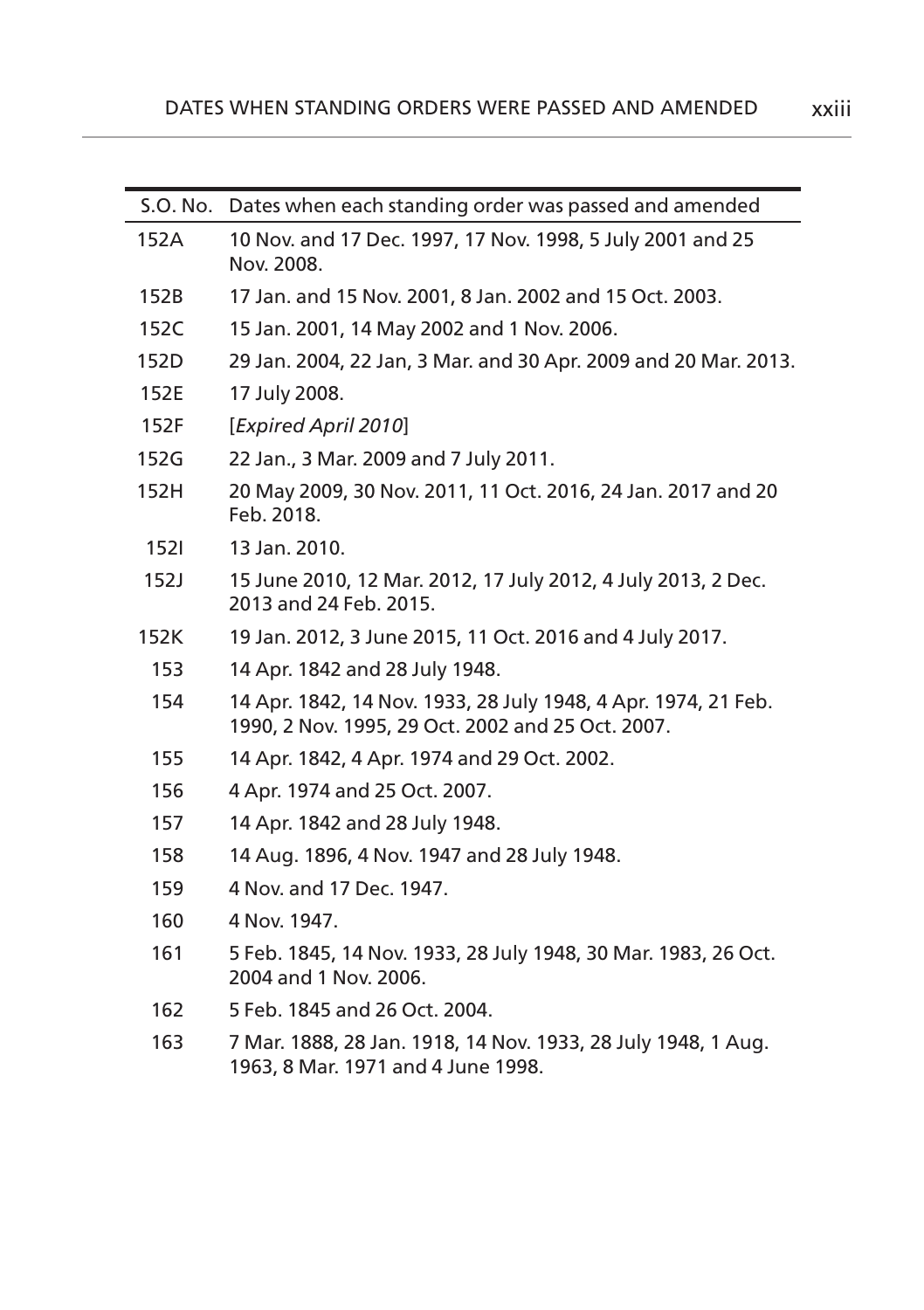| S.O. No. | Dates when each standing order was passed and amended |
|---|---|
| 152A | 10 Nov. and 17 Dec. 1997, 17 Nov. 1998, 5 July 2001 and 25 Nov. 2008. |
| 152B | 17 Jan. and 15 Nov. 2001, 8 Jan. 2002 and 15 Oct. 2003. |
| 152C | 15 Jan. 2001, 14 May 2002 and 1 Nov. 2006. |
| 152D | 29 Jan. 2004, 22 Jan, 3 Mar. and 30 Apr. 2009 and 20 Mar. 2013. |
| 152E | 17 July 2008. |
| 152F | [*Expired April 2010*] |
| 152G | 22 Jan., 3 Mar. 2009 and 7 July 2011. |
| 152H | 20 May 2009, 30 Nov. 2011, 11 Oct. 2016, 24 Jan. 2017 and 20 Feb. 2018. |
| 152I | 13 Jan. 2010. |
| 152J | 15 June 2010, 12 Mar. 2012, 17 July 2012, 4 July 2013, 2 Dec. 2013 and 24 Feb. 2015. |
| 152K | 19 Jan. 2012, 3 June 2015, 11 Oct. 2016 and 4 July 2017. |
| 153 | 14 Apr. 1842 and 28 July 1948. |
| 154 | 14 Apr. 1842, 14 Nov. 1933, 28 July 1948, 4 Apr. 1974, 21 Feb. 1990, 2 Nov. 1995, 29 Oct. 2002 and 25 Oct. 2007. |
| 155 | 14 Apr. 1842, 4 Apr. 1974 and 29 Oct. 2002. |
| 156 | 4 Apr. 1974 and 25 Oct. 2007. |
| 157 | 14 Apr. 1842 and 28 July 1948. |
| 158 | 14 Aug. 1896, 4 Nov. 1947 and 28 July 1948. |
| 159 | 4 Nov. and 17 Dec. 1947. |
| 160 | 4 Nov. 1947. |
| 161 | 5 Feb. 1845, 14 Nov. 1933, 28 July 1948, 30 Mar. 1983, 26 Oct. 2004 and 1 Nov. 2006. |
| 162 | 5 Feb. 1845 and 26 Oct. 2004. |
| 163 | 7 Mar. 1888, 28 Jan. 1918, 14 Nov. 1933, 28 July 1948, 1 Aug. 1963, 8 Mar. 1971 and 4 June 1998. |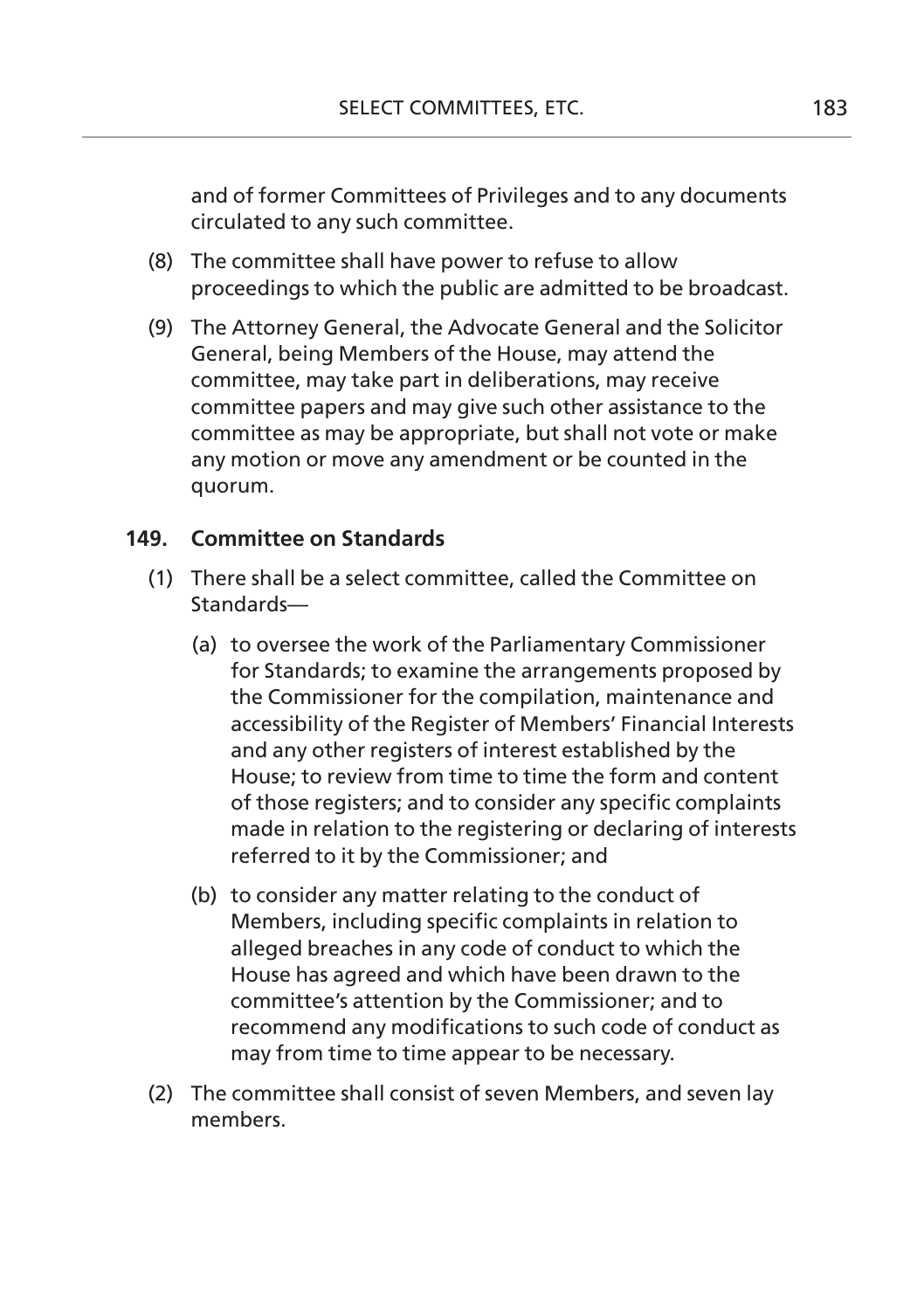and of former Committees of Privileges and to any documents circulated to any such committee.

(8) The committee shall have power to refuse to allow proceedings to which the public are admitted to be broadcast.

(9) The Attorney General, the Advocate General and the Solicitor General, being Members of the House, may attend the committee, may take part in deliberations, may receive committee papers and may give such other assistance to the committee as may be appropriate, but shall not vote or make any motion or move any amendment or be counted in the quorum.

### 149. Committee on Standards

(1) There shall be a select committee, called the Committee on Standards—

(a) to oversee the work of the Parliamentary Commissioner for Standards; to examine the arrangements proposed by the Commissioner for the compilation, maintenance and accessibility of the Register of Members' Financial Interests and any other registers of interest established by the House; to review from time to time the form and content of those registers; and to consider any specific complaints made in relation to the registering or declaring of interests referred to it by the Commissioner; and

(b) to consider any matter relating to the conduct of Members, including specific complaints in relation to alleged breaches in any code of conduct to which the House has agreed and which have been drawn to the committee's attention by the Commissioner; and to recommend any modifications to such code of conduct as may from time to time appear to be necessary.

(2) The committee shall consist of seven Members, and seven lay members.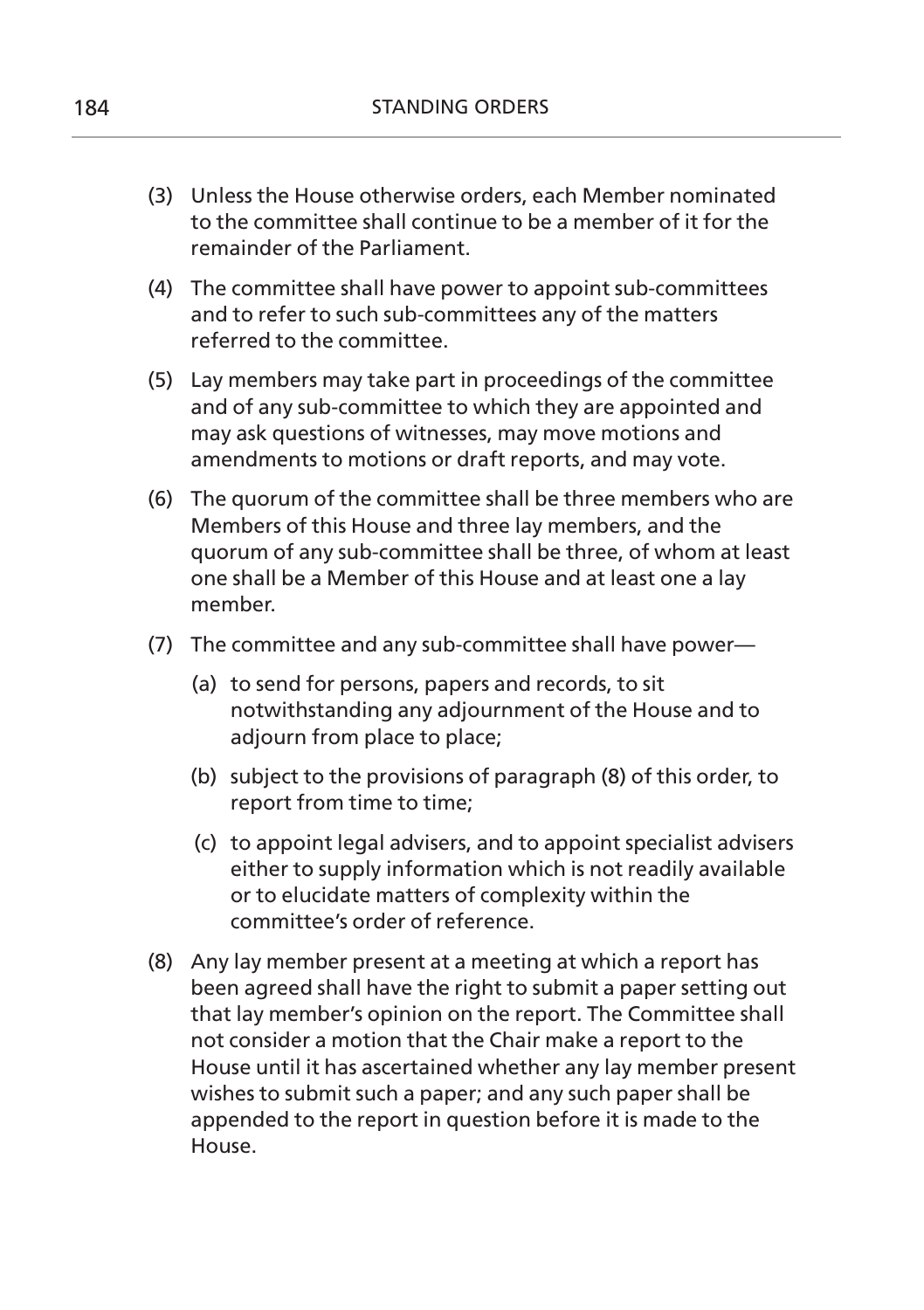(3) Unless the House otherwise orders, each Member nominated to the committee shall continue to be a member of it for the remainder of the Parliament.

(4) The committee shall have power to appoint sub-committees and to refer to such sub-committees any of the matters referred to the committee.

(5) Lay members may take part in proceedings of the committee and of any sub-committee to which they are appointed and may ask questions of witnesses, may move motions and amendments to motions or draft reports, and may vote.

(6) The quorum of the committee shall be three members who are Members of this House and three lay members, and the quorum of any sub-committee shall be three, of whom at least one shall be a Member of this House and at least one a lay member.

(7) The committee and any sub-committee shall have power—

   (a) to send for persons, papers and records, to sit notwithstanding any adjournment of the House and to adjourn from place to place;

   (b) subject to the provisions of paragraph (8) of this order, to report from time to time;

   (c) to appoint legal advisers, and to appoint specialist advisers either to supply information which is not readily available or to elucidate matters of complexity within the committee's order of reference.

(8) Any lay member present at a meeting at which a report has been agreed shall have the right to submit a paper setting out that lay member's opinion on the report. The Committee shall not consider a motion that the Chair make a report to the House until it has ascertained whether any lay member present wishes to submit such a paper; and any such paper shall be appended to the report in question before it is made to the House.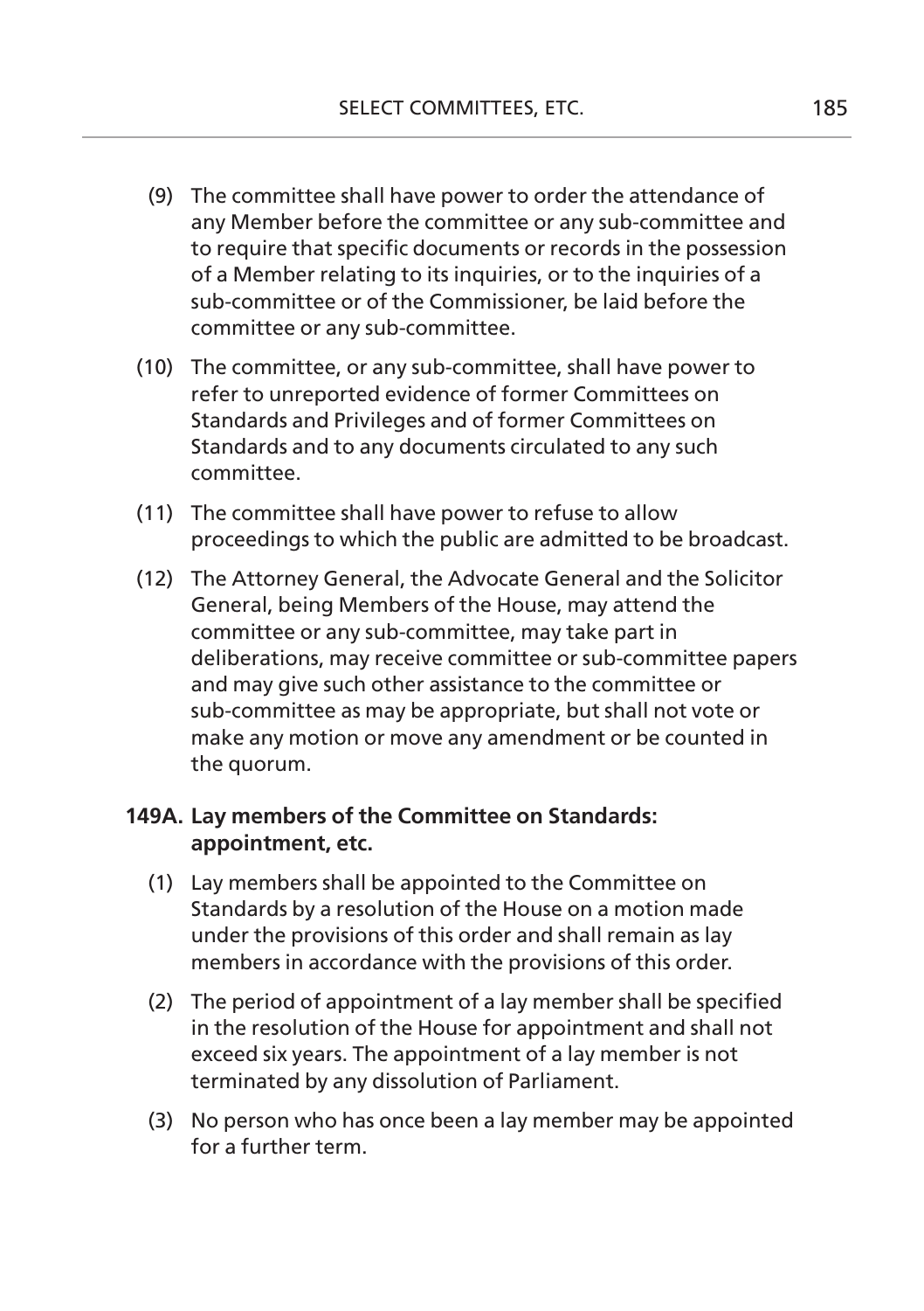(9) The committee shall have power to order the attendance of any Member before the committee or any sub-committee and to require that specific documents or records in the possession of a Member relating to its inquiries, or to the inquiries of a sub-committee or of the Commissioner, be laid before the committee or any sub-committee.

(10) The committee, or any sub-committee, shall have power to refer to unreported evidence of former Committees on Standards and Privileges and of former Committees on Standards and to any documents circulated to any such committee.

(11) The committee shall have power to refuse to allow proceedings to which the public are admitted to be broadcast.

(12) The Attorney General, the Advocate General and the Solicitor General, being Members of the House, may attend the committee or any sub-committee, may take part in deliberations, may receive committee or sub-committee papers and may give such other assistance to the committee or sub-committee as may be appropriate, but shall not vote or make any motion or move any amendment or be counted in the quorum.

**149A. Lay members of the Committee on Standards: appointment, etc.**

(1) Lay members shall be appointed to the Committee on Standards by a resolution of the House on a motion made under the provisions of this order and shall remain as lay members in accordance with the provisions of this order.

(2) The period of appointment of a lay member shall be specified in the resolution of the House for appointment and shall not exceed six years. The appointment of a lay member is not terminated by any dissolution of Parliament.

(3) No person who has once been a lay member may be appointed for a further term.